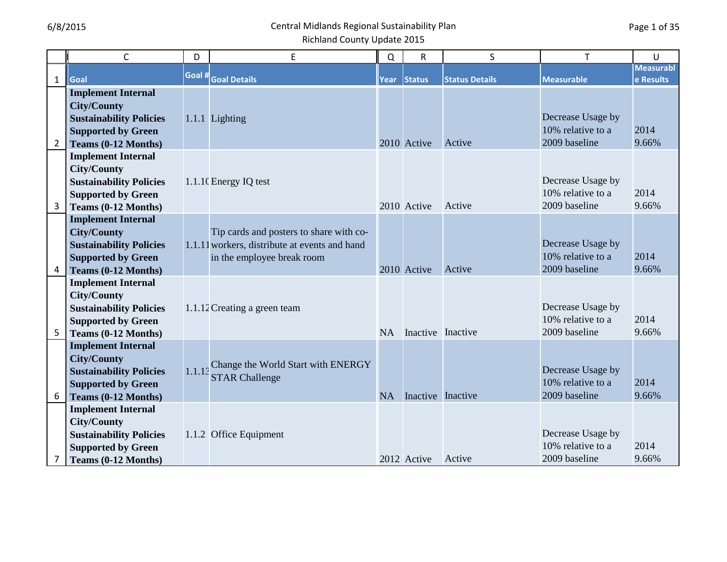# Central Midlands Regional Sustainability Plan

## Richland County Update 2015

| | C | D | E | Q | R | S | T | U |
|---|---|---|---|---|---|---|---|---|
| 1 | Goal | Goal # | Goal Details | Year | Status | Status Details | Measurable | Measurable Results |
| 2 | **Implement Internal City/County Sustainability Policies Supported by Green Teams (0-12 Months)** | 1.1.1 | Lighting | 2010 | Active | Active | Decrease Usage by 10% relative to a 2009 baseline | 2014 9.66% |
| 3 | **Implement Internal City/County Sustainability Policies Supported by Green Teams (0-12 Months)** | 1.1.10 | Energy IQ test | 2010 | Active | Active | Decrease Usage by 10% relative to a 2009 baseline | 2014 9.66% |
| 4 | **Implement Internal City/County Sustainability Policies Supported by Green Teams (0-12 Months)** | 1.1.11 | Tip cards and posters to share with co-workers, distribute at events and hand in the employee break room | 2010 | Active | Active | Decrease Usage by 10% relative to a 2009 baseline | 2014 9.66% |
| 5 | **Implement Internal City/County Sustainability Policies Supported by Green Teams (0-12 Months)** | 1.1.12 | Creating a green team | NA | Inactive | Inactive | Decrease Usage by 10% relative to a 2009 baseline | 2014 9.66% |
| 6 | **Implement Internal City/County Sustainability Policies Supported by Green Teams (0-12 Months)** | 1.1.13 | Change the World Start with ENERGY STAR Challenge | NA | Inactive | Inactive | Decrease Usage by 10% relative to a 2009 baseline | 2014 9.66% |
| 7 | **Implement Internal City/County Sustainability Policies Supported by Green Teams (0-12 Months)** | 1.1.2 | Office Equipment | 2012 | Active | Active | Decrease Usage by 10% relative to a 2009 baseline | 2014 9.66% |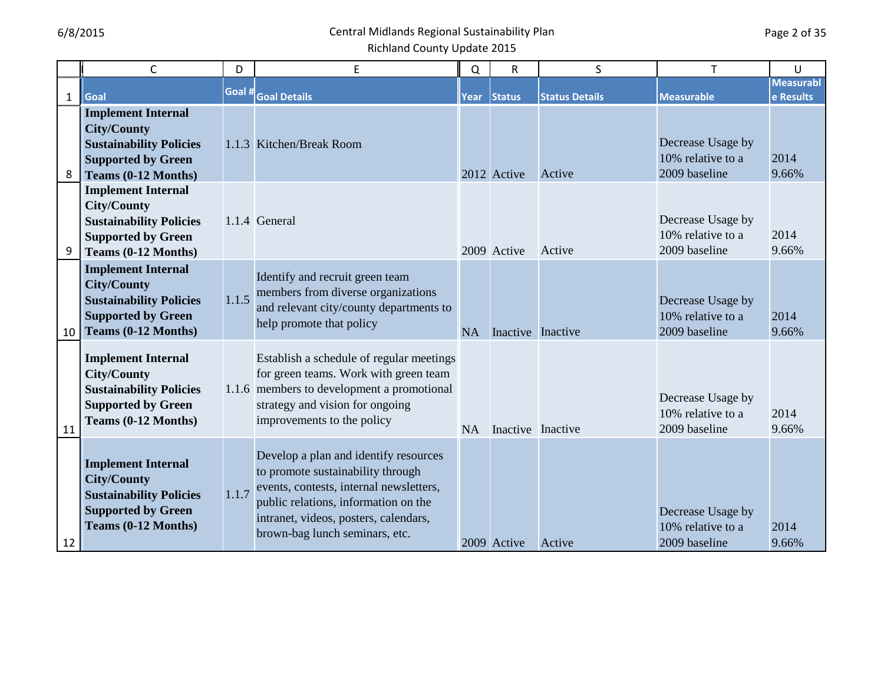|  | C | D | E | Q | R | S | T | U |
|---|---|---|---|---|---|---|---|---|
| 1 | Goal | Goal # | Goal Details | Year | Status | Status Details | Measurable | Measurable Results |
| 8 | **Implement Internal City/County Sustainability Policies Supported by Green Teams (0-12 Months)** | 1.1.3 | Kitchen/Break Room | 2012 | Active | Active | Decrease Usage by 10% relative to a 2009 baseline | 2014 9.66% |
| 9 | **Implement Internal City/County Sustainability Policies Supported by Green Teams (0-12 Months)** | 1.1.4 | General | 2009 | Active | Active | Decrease Usage by 10% relative to a 2009 baseline | 2014 9.66% |
| 10 | **Implement Internal City/County Sustainability Policies Supported by Green Teams (0-12 Months)** | 1.1.5 | Identify and recruit green team members from diverse organizations and relevant city/county departments to help promote that policy | NA | Inactive | Inactive | Decrease Usage by 10% relative to a 2009 baseline | 2014 9.66% |
| 11 | **Implement Internal City/County Sustainability Policies Supported by Green Teams (0-12 Months)** | 1.1.6 | Establish a schedule of regular meetings for green teams. Work with green team members to development a promotional strategy and vision for ongoing improvements to the policy | NA | Inactive | Inactive | Decrease Usage by 10% relative to a 2009 baseline | 2014 9.66% |
| 12 | **Implement Internal City/County Sustainability Policies Supported by Green Teams (0-12 Months)** | 1.1.7 | Develop a plan and identify resources to promote sustainability through events, contests, internal newsletters, public relations, information on the intranet, videos, posters, calendars, brown-bag lunch seminars, etc. | 2009 | Active | Active | Decrease Usage by 10% relative to a 2009 baseline | 2014 9.66% |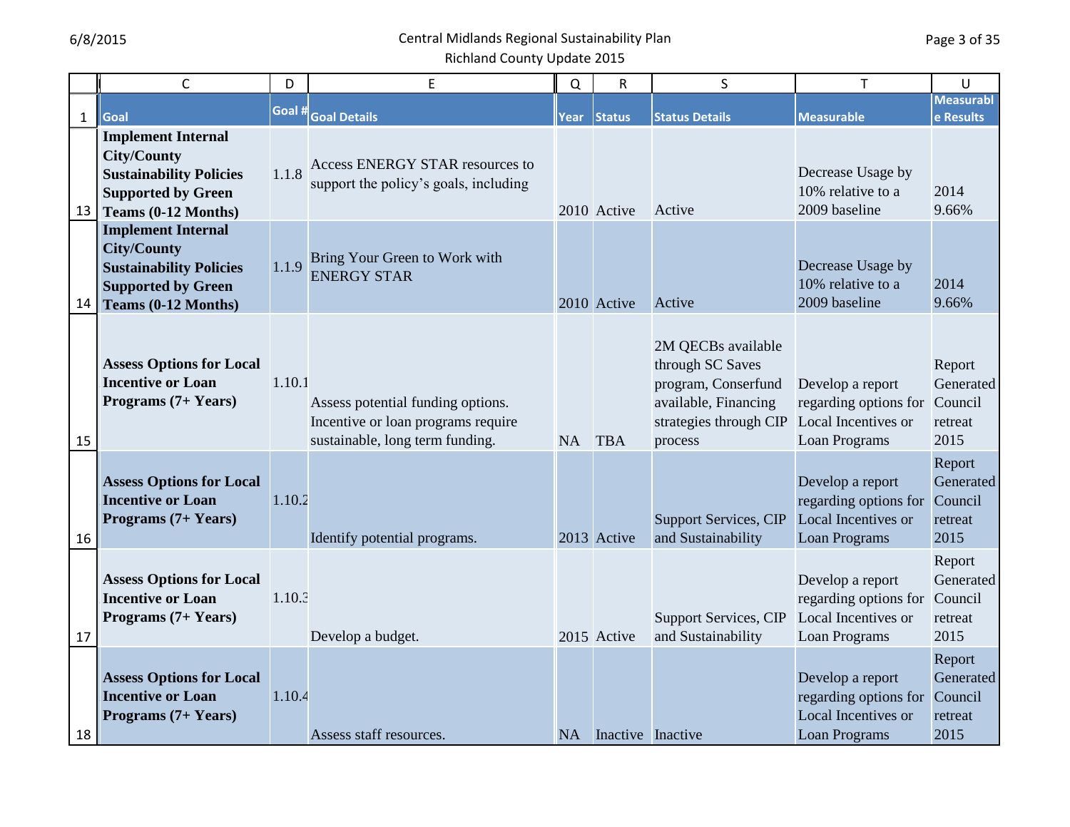| | C | D | E | Q | R | S | T | U |
|---|---|---|---|---|---|---|---|---|
| 1 | Goal | Goal # | Goal Details | Year | Status | Status Details | Measurable | Measurable Results |
| 13 | **Implement Internal City/County Sustainability Policies Supported by Green Teams (0-12 Months)** | 1.1.8 | Access ENERGY STAR resources to support the policy's goals, including | 2010 | Active | Active | Decrease Usage by 10% relative to a 2009 baseline | 2014 9.66% |
| 14 | **Implement Internal City/County Sustainability Policies Supported by Green Teams (0-12 Months)** | 1.1.9 | Bring Your Green to Work with ENERGY STAR | 2010 | Active | Active | Decrease Usage by 10% relative to a 2009 baseline | 2014 9.66% |
| 15 | **Assess Options for Local Incentive or Loan Programs (7+ Years)** | 1.10.1 | Assess potential funding options. Incentive or loan programs require sustainable, long term funding. | NA | TBA | 2M QECBs available through SC Saves program, Conserfund available, Financing strategies through CIP process | Develop a report regarding options for Local Incentives or Loan Programs | Report Generated Council retreat 2015 |
| 16 | **Assess Options for Local Incentive or Loan Programs (7+ Years)** | 1.10.2 | Identify potential programs. | 2013 | Active | Support Services, CIP and Sustainability | Develop a report regarding options for Local Incentives or Loan Programs | Report Generated Council retreat 2015 |
| 17 | **Assess Options for Local Incentive or Loan Programs (7+ Years)** | 1.10.3 | Develop a budget. | 2015 | Active | Support Services, CIP and Sustainability | Develop a report regarding options for Local Incentives or Loan Programs | Report Generated Council retreat 2015 |
| 18 | **Assess Options for Local Incentive or Loan Programs (7+ Years)** | 1.10.4 | Assess staff resources. | NA | Inactive | Inactive | Develop a report regarding options for Local Incentives or Loan Programs | Report Generated Council retreat 2015 |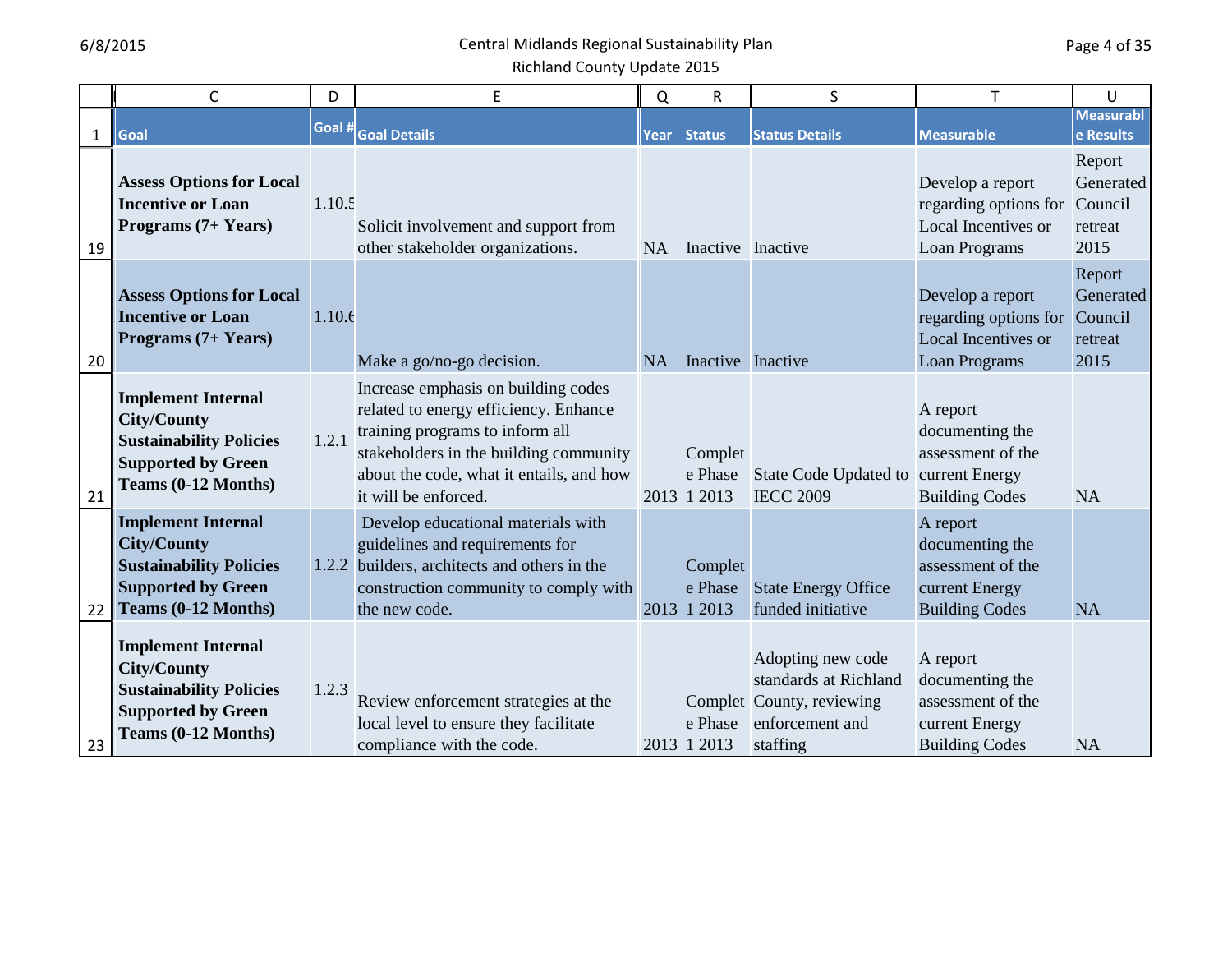| | C | D | E | Q | R | S | T | U |
|---|---|---|---|---|---|---|---|---|
| 1 | Goal | Goal # | Goal Details | Year | Status | Status Details | Measurable | Measurable Results |
| 19 | **Assess Options for Local Incentive or Loan Programs (7+ Years)** | 1.10.5 | Solicit involvement and support from other stakeholder organizations. | NA | Inactive | Inactive | Develop a report regarding options for Local Incentives or Loan Programs | Report Generated Council retreat 2015 |
| 20 | **Assess Options for Local Incentive or Loan Programs (7+ Years)** | 1.10.6 | Make a go/no-go decision. | NA | Inactive | Inactive | Develop a report regarding options for Local Incentives or Loan Programs | Report Generated Council retreat 2015 |
| 21 | **Implement Internal City/County Sustainability Policies Supported by Green Teams (0-12 Months)** | 1.2.1 | Increase emphasis on building codes related to energy efficiency. Enhance training programs to inform all stakeholders in the building community about the code, what it entails, and how it will be enforced. | 2013 | Complete Phase 1 2013 | State Code Updated to IECC 2009 | A report documenting the assessment of the current Energy Building Codes | NA |
| 22 | **Implement Internal City/County Sustainability Policies Supported by Green Teams (0-12 Months)** | 1.2.2 | Develop educational materials with guidelines and requirements for builders, architects and others in the construction community to comply with the new code. | 2013 | Complete Phase 1 2013 | State Energy Office funded initiative | A report documenting the assessment of the current Energy Building Codes | NA |
| 23 | **Implement Internal City/County Sustainability Policies Supported by Green Teams (0-12 Months)** | 1.2.3 | Review enforcement strategies at the local level to ensure they facilitate compliance with the code. | 2013 | Complete Phase 1 2013 | Adopting new code standards at Richland County, reviewing enforcement and staffing | A report documenting the assessment of the current Energy Building Codes | NA |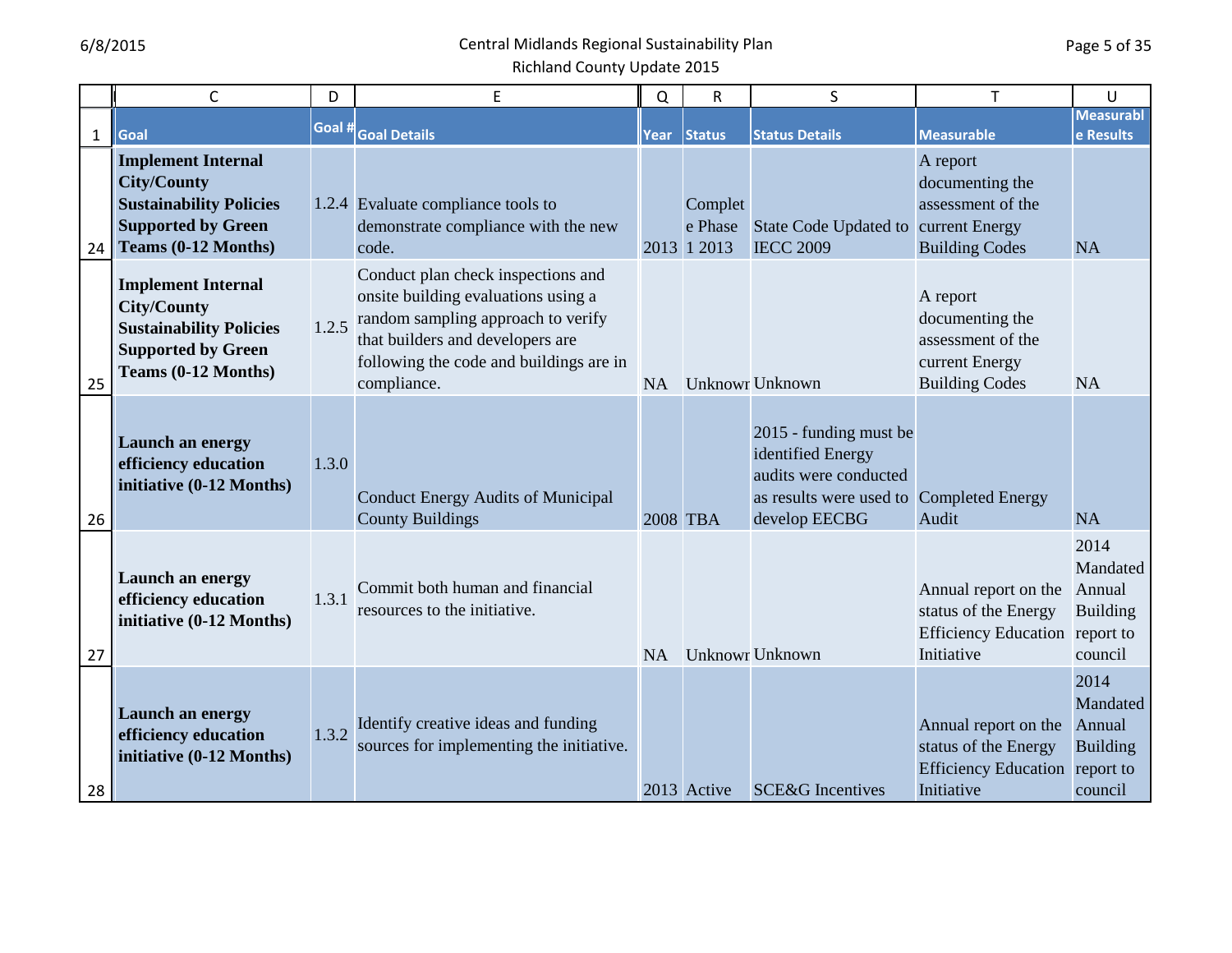| | C | D | E | Q | R | S | T | U |
|---|---|---|---|---|---|---|---|---|
| 1 | Goal | Goal # | Goal Details | Year | Status | Status Details | Measurable | Measurable Results |
| 24 | **Implement Internal City/County Sustainability Policies Supported by Green Teams (0-12 Months)** | 1.2.4 | Evaluate compliance tools to demonstrate compliance with the new code. | 2013 | Complete Phase 1 2013 | State Code Updated to IECC 2009 | A report documenting the assessment of the current Energy Building Codes | NA |
| 25 | **Implement Internal City/County Sustainability Policies Supported by Green Teams (0-12 Months)** | 1.2.5 | Conduct plan check inspections and onsite building evaluations using a random sampling approach to verify that builders and developers are following the code and buildings are in compliance. | NA | Unknown | Unknown | A report documenting the assessment of the current Energy Building Codes | NA |
| 26 | **Launch an energy efficiency education initiative (0-12 Months)** | 1.3.0 | Conduct Energy Audits of Municipal County Buildings | 2008 | TBA | 2015 - funding must be identified Energy audits were conducted as results were used to develop EECBG | Completed Energy Audit | NA |
| 27 | **Launch an energy efficiency education initiative (0-12 Months)** | 1.3.1 | Commit both human and financial resources to the initiative. | NA | Unknown | Unknown | Annual report on the status of the Energy Efficiency Education Initiative | 2014 Mandated Annual Building report to council |
| 28 | **Launch an energy efficiency education initiative (0-12 Months)** | 1.3.2 | Identify creative ideas and funding sources for implementing the initiative. | 2013 | Active | SCE&G Incentives | Annual report on the status of the Energy Efficiency Education Initiative | 2014 Mandated Annual Building report to council |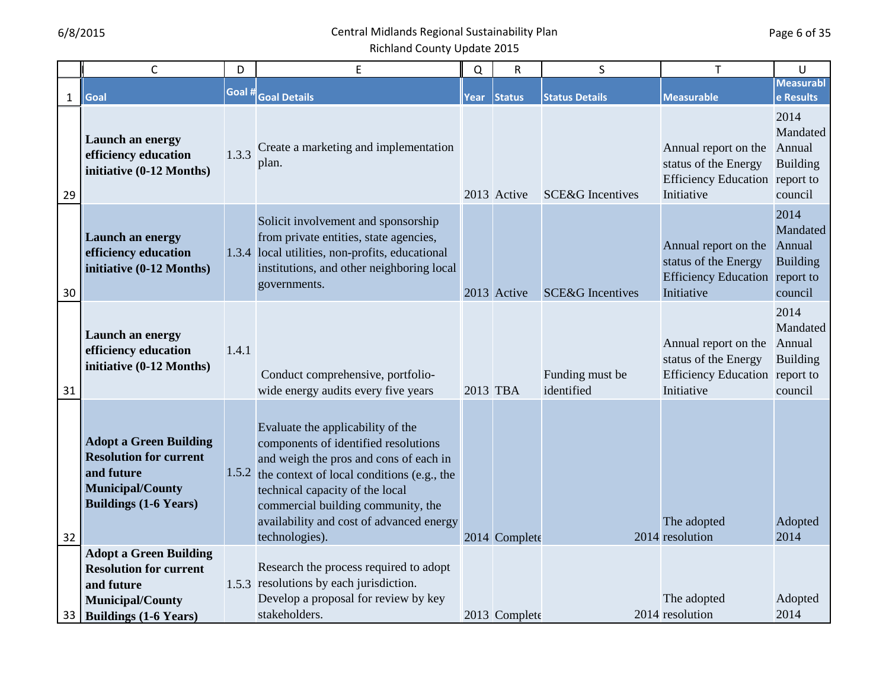|  | C | D | E | Q | R | S | T | U |
|---|---|---|---|---|---|---|---|---|
| 1 | Goal | Goal # | Goal Details | Year | Status | Status Details | Measurable | Measurable Results |
| 29 | **Launch an energy efficiency education initiative (0-12 Months)** | 1.3.3 | Create a marketing and implementation plan. | 2013 | Active | SCE&G Incentives | Annual report on the status of the Energy Efficiency Education Initiative | 2014 Mandated Annual Building report to council |
| 30 | **Launch an energy efficiency education initiative (0-12 Months)** | 1.3.4 | Solicit involvement and sponsorship from private entities, state agencies, local utilities, non-profits, educational institutions, and other neighboring local governments. | 2013 | Active | SCE&G Incentives | Annual report on the status of the Energy Efficiency Education Initiative | 2014 Mandated Annual Building report to council |
| 31 | **Launch an energy efficiency education initiative (0-12 Months)** | 1.4.1 | Conduct comprehensive, portfolio-wide energy audits every five years | 2013 | TBA | Funding must be identified | Annual report on the status of the Energy Efficiency Education Initiative | 2014 Mandated Annual Building report to council |
| 32 | **Adopt a Green Building Resolution for current and future Municipal/County Buildings (1-6 Years)** | 1.5.2 | Evaluate the applicability of the components of identified resolutions and weigh the pros and cons of each in the context of local conditions (e.g., the technical capacity of the local commercial building community, the availability and cost of advanced energy technologies). | 2014 | Complete | 2014 | The adopted resolution | Adopted 2014 |
| 33 | **Adopt a Green Building Resolution for current and future Municipal/County Buildings (1-6 Years)** | 1.5.3 | Research the process required to adopt resolutions by each jurisdiction. Develop a proposal for review by key stakeholders. | 2013 | Complete | 2014 | The adopted resolution | Adopted 2014 |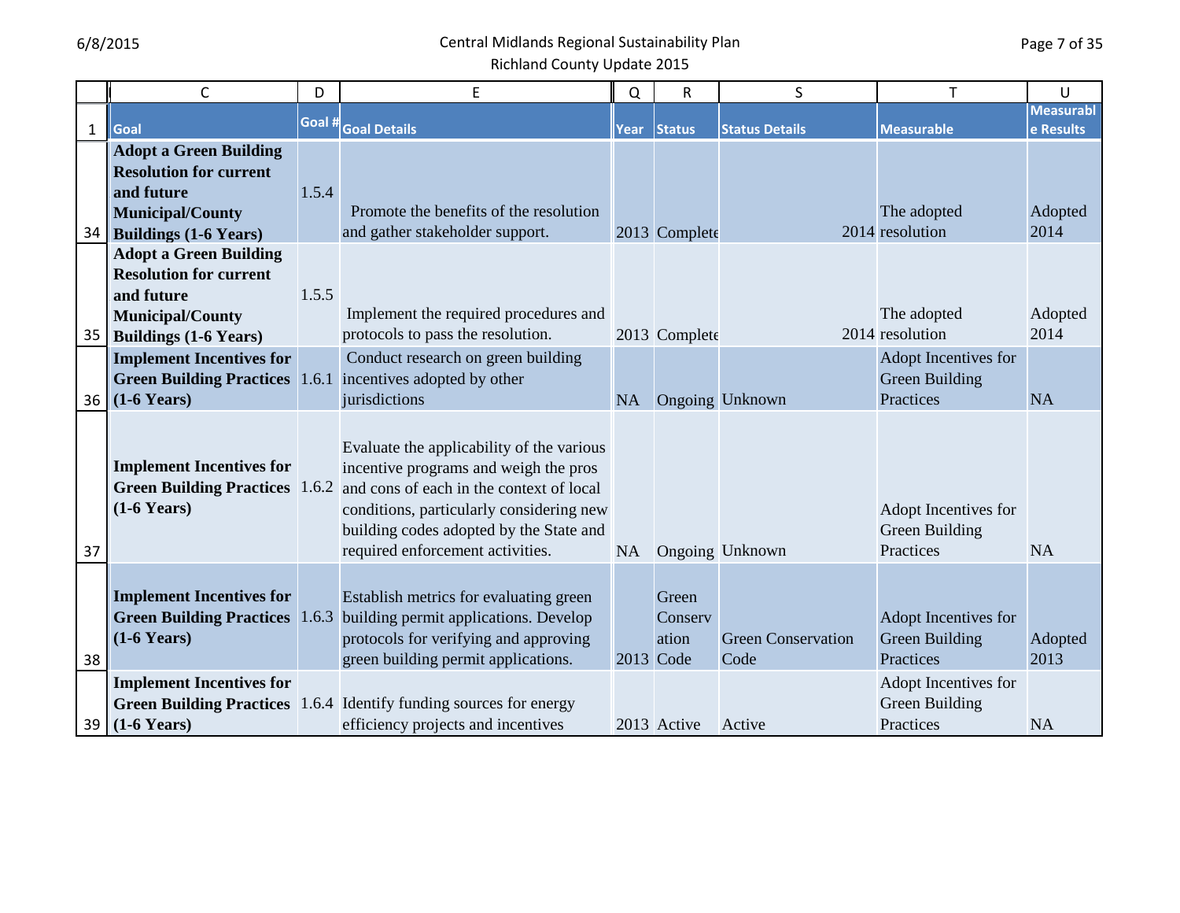| | C | D | E | Q | R | S | T | U |
|---|---|---|---|---|---|---|---|---|
| 1 | Goal | Goal # | Goal Details | Year | Status | Status Details | Measurable | Measurable Results |
| 34 | **Adopt a Green Building Resolution for current and future Municipal/County Buildings (1-6 Years)** | 1.5.4 | Promote the benefits of the resolution and gather stakeholder support. | 2013 | Complete | 2014 | The adopted resolution | Adopted 2014 |
| 35 | **Adopt a Green Building Resolution for current and future Municipal/County Buildings (1-6 Years)** | 1.5.5 | Implement the required procedures and protocols to pass the resolution. | 2013 | Complete | 2014 | The adopted resolution | Adopted 2014 |
| 36 | **Implement Incentives for Green Building Practices (1-6 Years)** | 1.6.1 | Conduct research on green building incentives adopted by other jurisdictions | NA | Ongoing | Unknown | Adopt Incentives for Green Building Practices | NA |
| 37 | **Implement Incentives for Green Building Practices (1-6 Years)** | 1.6.2 | Evaluate the applicability of the various incentive programs and weigh the pros and cons of each in the context of local conditions, particularly considering new building codes adopted by the State and required enforcement activities. | NA | Ongoing | Unknown | Adopt Incentives for Green Building Practices | NA |
| 38 | **Implement Incentives for Green Building Practices (1-6 Years)** | 1.6.3 | Establish metrics for evaluating green building permit applications. Develop protocols for verifying and approving green building permit applications. | 2013 | Green Conservation Code | Green Conservation Code | Adopt Incentives for Green Building Practices | Adopted 2013 |
| 39 | **Implement Incentives for Green Building Practices (1-6 Years)** | 1.6.4 | Identify funding sources for energy efficiency projects and incentives | 2013 | Active | Active | Adopt Incentives for Green Building Practices | NA |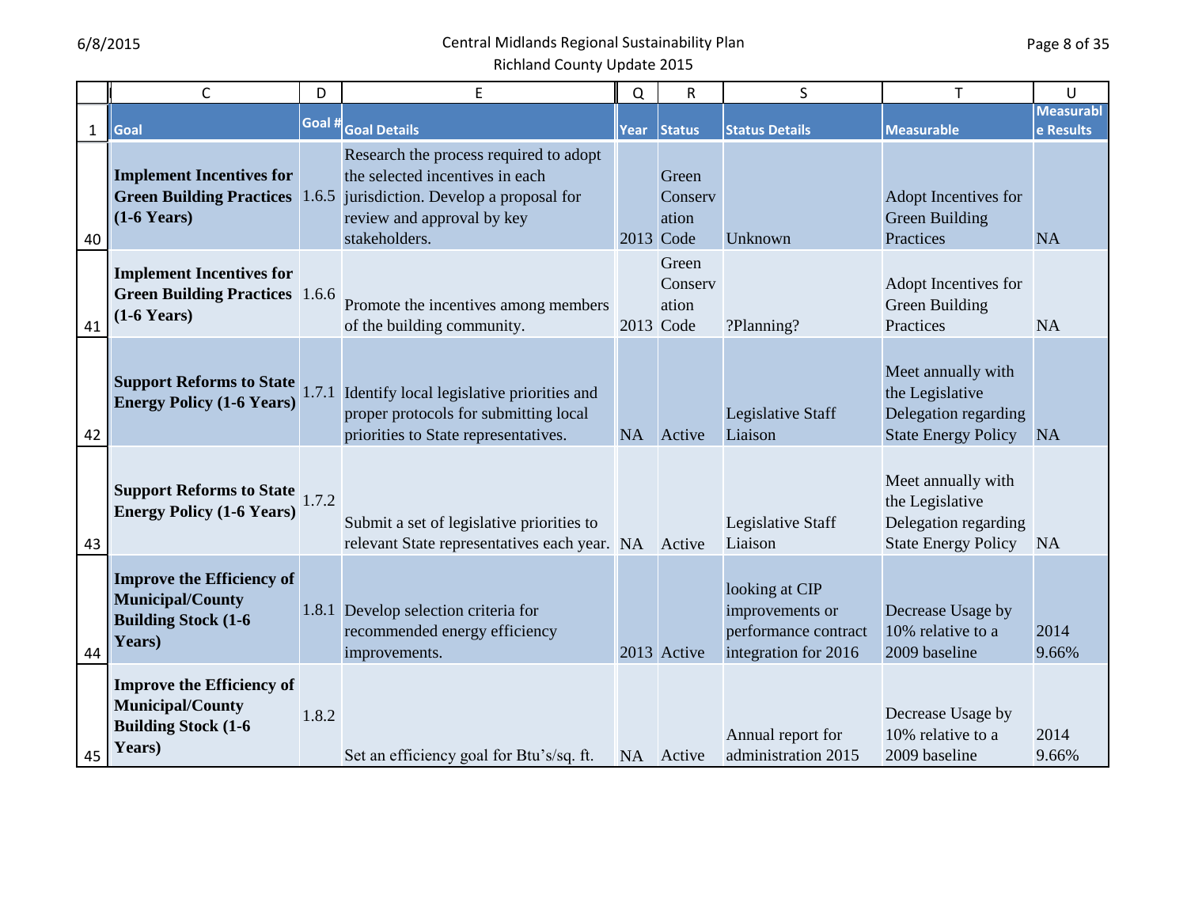| | C | D | E | Q | R | S | T | U |
|---|---|---|---|---|---|---|---|---|
| 1 | Goal | Goal # | Goal Details | Year | Status | Status Details | Measurable | Measurable Results |
| 40 | **Implement Incentives for Green Building Practices (1-6 Years)** | 1.6.5 | Research the process required to adopt the selected incentives in each jurisdiction. Develop a proposal for review and approval by key stakeholders. | 2013 | Green Conservation Code | Unknown | Adopt Incentives for Green Building Practices | NA |
| 41 | **Implement Incentives for Green Building Practices (1-6 Years)** | 1.6.6 | Promote the incentives among members of the building community. | 2013 | Green Conservation Code | ?Planning? | Adopt Incentives for Green Building Practices | NA |
| 42 | **Support Reforms to State Energy Policy (1-6 Years)** | 1.7.1 | Identify local legislative priorities and proper protocols for submitting local priorities to State representatives. | NA | Active | Legislative Staff Liaison | Meet annually with the Legislative Delegation regarding State Energy Policy | NA |
| 43 | **Support Reforms to State Energy Policy (1-6 Years)** | 1.7.2 | Submit a set of legislative priorities to relevant State representatives each year. | NA | Active | Legislative Staff Liaison | Meet annually with the Legislative Delegation regarding State Energy Policy | NA |
| 44 | **Improve the Efficiency of Municipal/County Building Stock (1-6 Years)** | 1.8.1 | Develop selection criteria for recommended energy efficiency improvements. | 2013 | Active | looking at CIP improvements or performance contract integration for 2016 | Decrease Usage by 10% relative to a 2009 baseline | 2014 9.66% |
| 45 | **Improve the Efficiency of Municipal/County Building Stock (1-6 Years)** | 1.8.2 | Set an efficiency goal for Btu's/sq. ft. | NA | Active | Annual report for administration 2015 | Decrease Usage by 10% relative to a 2009 baseline | 2014 9.66% |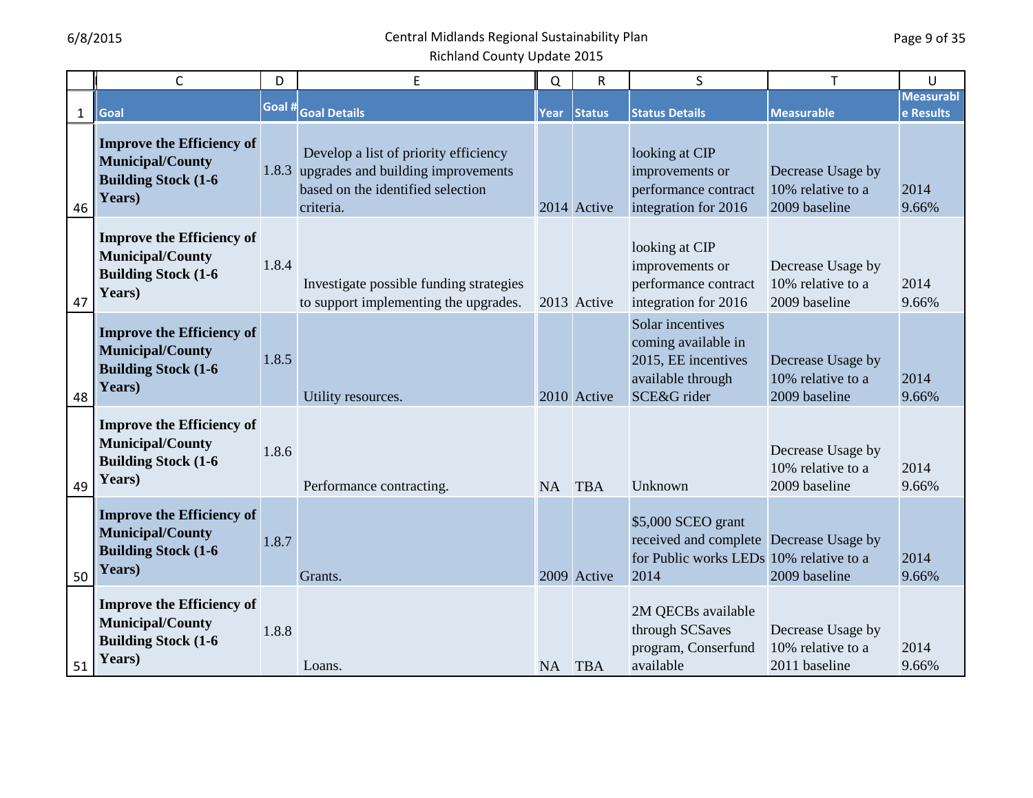| | C | D | E | Q | R | S | T | U |
|---|---|---|---|---|---|---|---|---|
| 1 | Goal | Goal # | Goal Details | Year | Status | Status Details | Measurable | Measurable Results |
| 46 | **Improve the Efficiency of Municipal/County Building Stock (1-6 Years)** | 1.8.3 | Develop a list of priority efficiency upgrades and building improvements based on the identified selection criteria. | 2014 | Active | looking at CIP improvements or performance contract integration for 2016 | Decrease Usage by 10% relative to a 2009 baseline | 2014 9.66% |
| 47 | **Improve the Efficiency of Municipal/County Building Stock (1-6 Years)** | 1.8.4 | Investigate possible funding strategies to support implementing the upgrades. | 2013 | Active | looking at CIP improvements or performance contract integration for 2016 | Decrease Usage by 10% relative to a 2009 baseline | 2014 9.66% |
| 48 | **Improve the Efficiency of Municipal/County Building Stock (1-6 Years)** | 1.8.5 | Utility resources. | 2010 | Active | Solar incentives coming available in 2015, EE incentives available through SCE&G rider | Decrease Usage by 10% relative to a 2009 baseline | 2014 9.66% |
| 49 | **Improve the Efficiency of Municipal/County Building Stock (1-6 Years)** | 1.8.6 | Performance contracting. | NA | TBA | Unknown | Decrease Usage by 10% relative to a 2009 baseline | 2014 9.66% |
| 50 | **Improve the Efficiency of Municipal/County Building Stock (1-6 Years)** | 1.8.7 | Grants. | 2009 | Active | $5,000 SCEO grant received and complete for Public works LEDs 2014 | Decrease Usage by 10% relative to a 2009 baseline | 2014 9.66% |
| 51 | **Improve the Efficiency of Municipal/County Building Stock (1-6 Years)** | 1.8.8 | Loans. | NA | TBA | 2M QECBs available through SCSaves program, Conserfund available | Decrease Usage by 10% relative to a 2011 baseline | 2014 9.66% |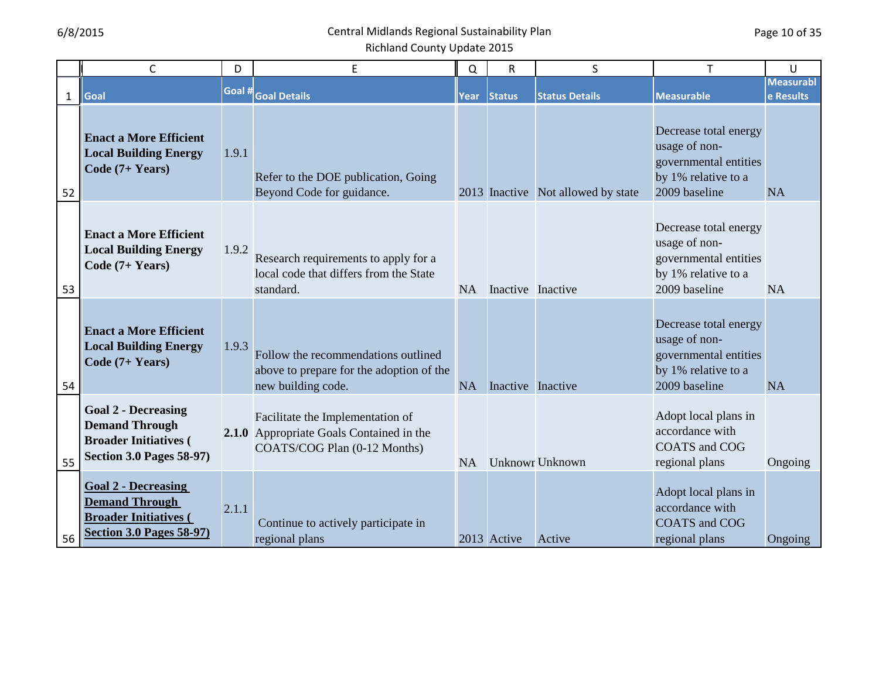| | C | D | E | Q | R | S | T | U |
|---|---|---|---|---|---|---|---|---|
| 1 | Goal | Goal # | Goal Details | Year | Status | Status Details | Measurable | Measurable Results |
| 52 | **Enact a More Efficient Local Building Energy Code (7+ Years)** | 1.9.1 | Refer to the DOE publication, Going Beyond Code for guidance. | 2013 | Inactive | Not allowed by state | Decrease total energy usage of non-governmental entities by 1% relative to a 2009 baseline | NA |
| 53 | **Enact a More Efficient Local Building Energy Code (7+ Years)** | 1.9.2 | Research requirements to apply for a local code that differs from the State standard. | NA | Inactive | Inactive | Decrease total energy usage of non-governmental entities by 1% relative to a 2009 baseline | NA |
| 54 | **Enact a More Efficient Local Building Energy Code (7+ Years)** | 1.9.3 | Follow the recommendations outlined above to prepare for the adoption of the new building code. | NA | Inactive | Inactive | Decrease total energy usage of non-governmental entities by 1% relative to a 2009 baseline | NA |
| 55 | **Goal 2 - Decreasing Demand Through Broader Initiatives ( Section 3.0 Pages 58-97)** | **2.1.0** | Facilitate the Implementation of Appropriate Goals Contained in the COATS/COG Plan (0-12 Months) | NA | Unknown | Unknown | Adopt local plans in accordance with COATS and COG regional plans | Ongoing |
| 56 | **Goal 2 - Decreasing Demand Through Broader Initiatives ( Section 3.0 Pages 58-97)** | 2.1.1 | Continue to actively participate in regional plans | 2013 | Active | Active | Adopt local plans in accordance with COATS and COG regional plans | Ongoing |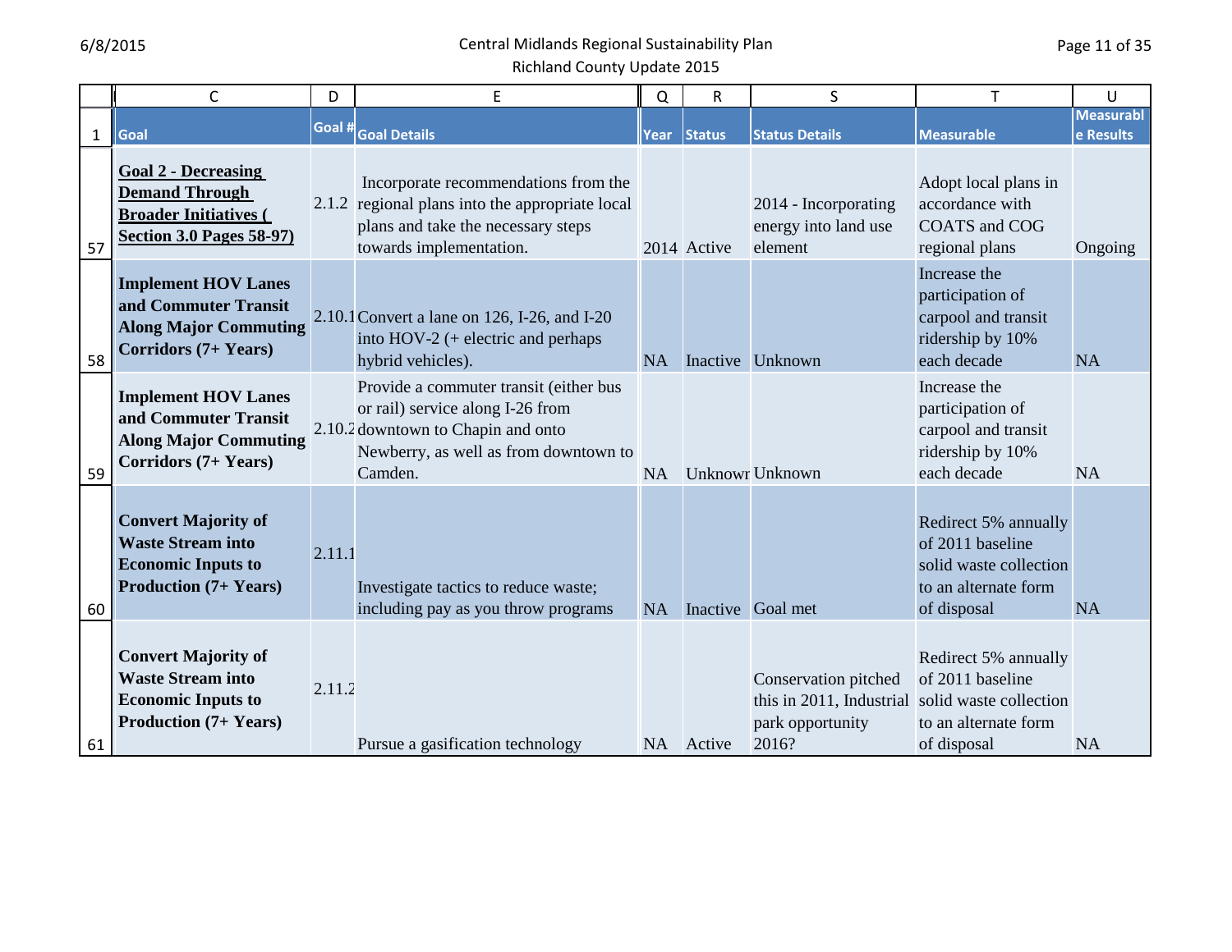| | C | D | E | Q | R | S | T | U |
|---|---|---|---|---|---|---|---|---|
| 1 | Goal | Goal # | Goal Details | Year | Status | Status Details | Measurable | Measurable Results |
| 57 | **Goal 2 - Decreasing Demand Through Broader Initiatives ( Section 3.0 Pages 58-97)** | 2.1.2 | Incorporate recommendations from the regional plans into the appropriate local plans and take the necessary steps towards implementation. | 2014 | Active | 2014 - Incorporating energy into land use element | Adopt local plans in accordance with COATS and COG regional plans | Ongoing |
| 58 | **Implement HOV Lanes and Commuter Transit Along Major Commuting Corridors (7+ Years)** | 2.10.1 | Convert a lane on 126, I-26, and I-20 into HOV-2 (+ electric and perhaps hybrid vehicles). | NA | Inactive | Unknown | Increase the participation of carpool and transit ridership by 10% each decade | NA |
| 59 | **Implement HOV Lanes and Commuter Transit Along Major Commuting Corridors (7+ Years)** | 2.10.2 | Provide a commuter transit (either bus or rail) service along I-26 from downtown to Chapin and onto Newberry, as well as from downtown to Camden. | NA | Unknown | Unknown | Increase the participation of carpool and transit ridership by 10% each decade | NA |
| 60 | **Convert Majority of Waste Stream into Economic Inputs to Production (7+ Years)** | 2.11.1 | Investigate tactics to reduce waste; including pay as you throw programs | NA | Inactive | Goal met | Redirect 5% annually of 2011 baseline solid waste collection to an alternate form of disposal | NA |
| 61 | **Convert Majority of Waste Stream into Economic Inputs to Production (7+ Years)** | 2.11.2 | Pursue a gasification technology | NA | Active | Conservation pitched this in 2011, Industrial park opportunity 2016? | Redirect 5% annually of 2011 baseline solid waste collection to an alternate form of disposal | NA |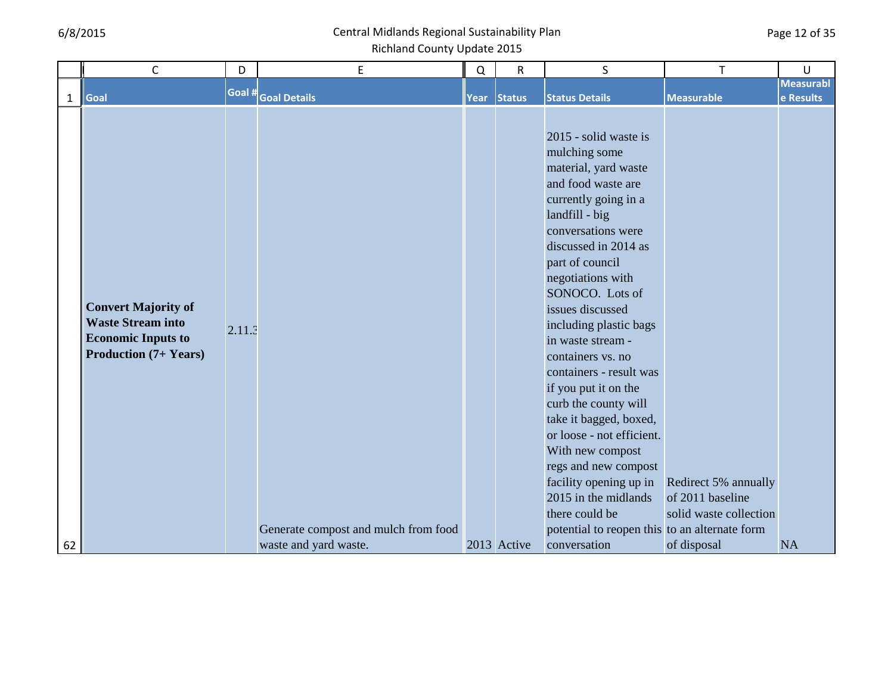| | C | D | E | Q | R | S | T | U |
|---|---|---|---|---|---|---|---|---|
| 1 | Goal | Goal # | Goal Details | Year | Status | Status Details | Measurable | Measurable Results |
| 62 | **Convert Majority of Waste Stream into Economic Inputs to Production (7+ Years)** | 2.11.3 | Generate compost and mulch from food waste and yard waste. | 2013 | Active | 2015 - solid waste is mulching some material, yard waste and food waste are currently going in a landfill - big conversations were discussed in 2014 as part of council negotiations with SONOCO. Lots of issues discussed including plastic bags in waste stream - containers vs. no containers - result was if you put it on the curb the county will take it bagged, boxed, or loose - not efficient. With new compost regs and new compost facility opening up in 2015 in the midlands there could be potential to reopen this conversation | Redirect 5% annually of 2011 baseline solid waste collection to an alternate form of disposal | NA |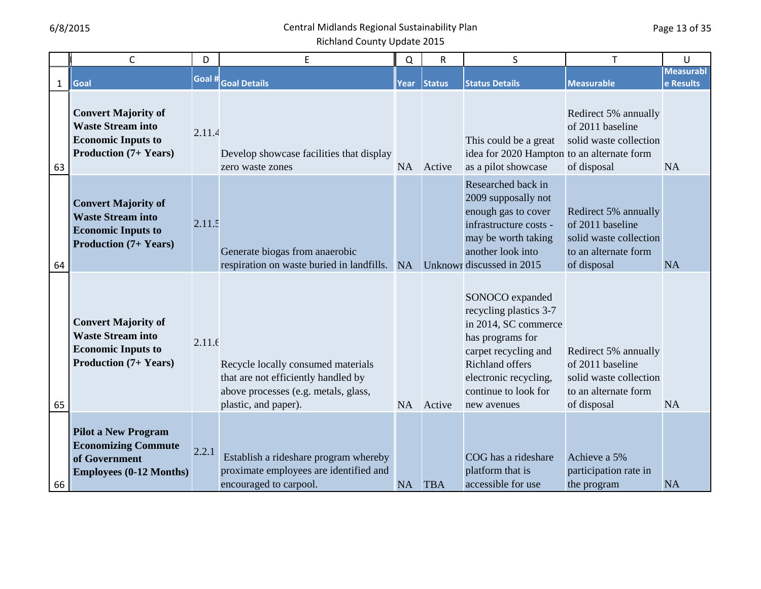| | C | D | E | Q | R | S | T | U |
|---|---|---|---|---|---|---|---|---|
| 1 | Goal | Goal # | Goal Details | Year | Status | Status Details | Measurable | Measurable Results |
| 63 | **Convert Majority of Waste Stream into Economic Inputs to Production (7+ Years)** | 2.11.4 | Develop showcase facilities that display zero waste zones | NA | Active | This could be a great idea for 2020 Hampton as a pilot showcase | Redirect 5% annually of 2011 baseline solid waste collection to an alternate form of disposal | NA |
| 64 | **Convert Majority of Waste Stream into Economic Inputs to Production (7+ Years)** | 2.11.5 | Generate biogas from anaerobic respiration on waste buried in landfills. | NA | Unknown | Researched back in 2009 supposally not enough gas to cover infrastructure costs - may be worth taking another look into discussed in 2015 | Redirect 5% annually of 2011 baseline solid waste collection to an alternate form of disposal | NA |
| 65 | **Convert Majority of Waste Stream into Economic Inputs to Production (7+ Years)** | 2.11.6 | Recycle locally consumed materials that are not efficiently handled by above processes (e.g. metals, glass, plastic, and paper). | NA | Active | SONOCO expanded recycling plastics 3-7 in 2014, SC commerce has programs for carpet recycling and Richland offers electronic recycling, continue to look for new avenues | Redirect 5% annually of 2011 baseline solid waste collection to an alternate form of disposal | NA |
| 66 | **Pilot a New Program Economizing Commute of Government Employees (0-12 Months)** | 2.2.1 | Establish a rideshare program whereby proximate employees are identified and encouraged to carpool. | NA | TBA | COG has a rideshare platform that is accessible for use | Achieve a 5% participation rate in the program | NA |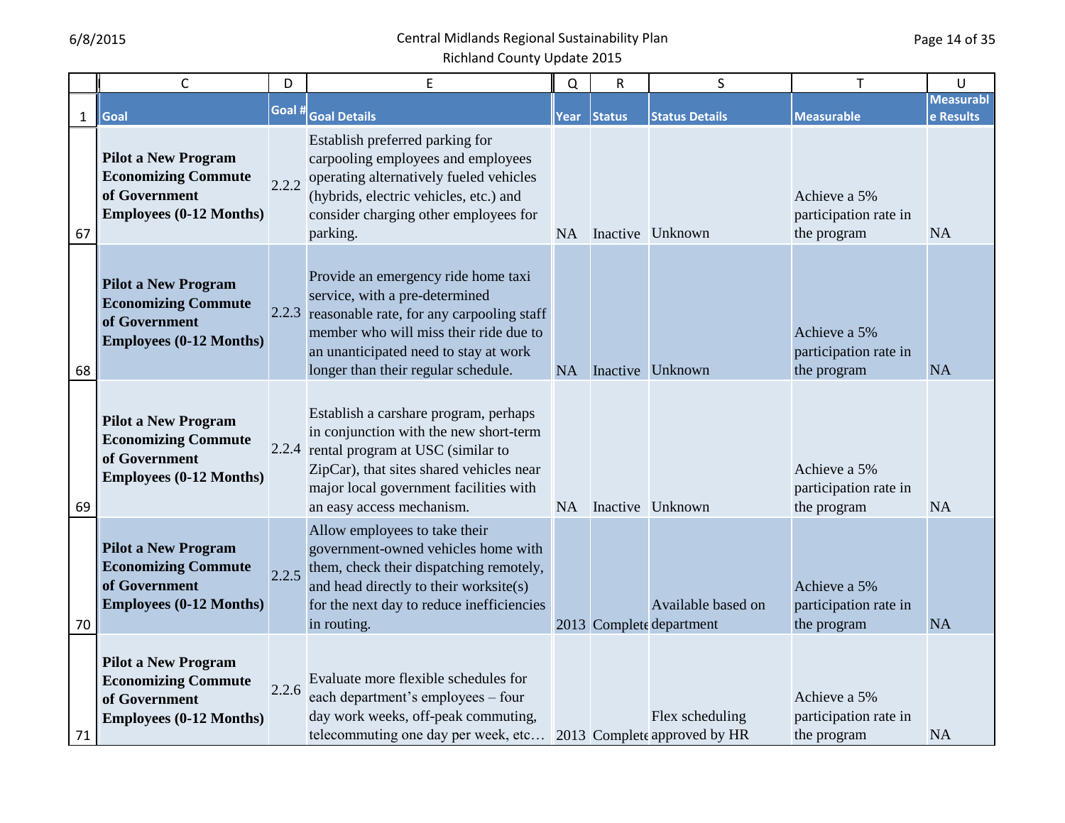| | C | D | E | Q | R | S | T | U |
|---|---|---|---|---|---|---|---|---|
| 1 | Goal | Goal # | Goal Details | Year | Status | Status Details | Measurable | Measurable Results |
| 67 | **Pilot a New Program Economizing Commute of Government Employees (0-12 Months)** | 2.2.2 | Establish preferred parking for carpooling employees and employees operating alternatively fueled vehicles (hybrids, electric vehicles, etc.) and consider charging other employees for parking. | NA | Inactive | Unknown | Achieve a 5% participation rate in the program | NA |
| 68 | **Pilot a New Program Economizing Commute of Government Employees (0-12 Months)** | 2.2.3 | Provide an emergency ride home taxi service, with a pre-determined reasonable rate, for any carpooling staff member who will miss their ride due to an unanticipated need to stay at work longer than their regular schedule. | NA | Inactive | Unknown | Achieve a 5% participation rate in the program | NA |
| 69 | **Pilot a New Program Economizing Commute of Government Employees (0-12 Months)** | 2.2.4 | Establish a carshare program, perhaps in conjunction with the new short-term rental program at USC (similar to ZipCar), that sites shared vehicles near major local government facilities with an easy access mechanism. | NA | Inactive | Unknown | Achieve a 5% participation rate in the program | NA |
| 70 | **Pilot a New Program Economizing Commute of Government Employees (0-12 Months)** | 2.2.5 | Allow employees to take their government-owned vehicles home with them, check their dispatching remotely, and head directly to their worksite(s) for the next day to reduce inefficiencies in routing. | 2013 | Complete | Available based on department | Achieve a 5% participation rate in the program | NA |
| 71 | **Pilot a New Program Economizing Commute of Government Employees (0-12 Months)** | 2.2.6 | Evaluate more flexible schedules for each department's employees – four day work weeks, off-peak commuting, telecommuting one day per week, etc… | 2013 | Complete | Flex scheduling approved by HR | Achieve a 5% participation rate in the program | NA |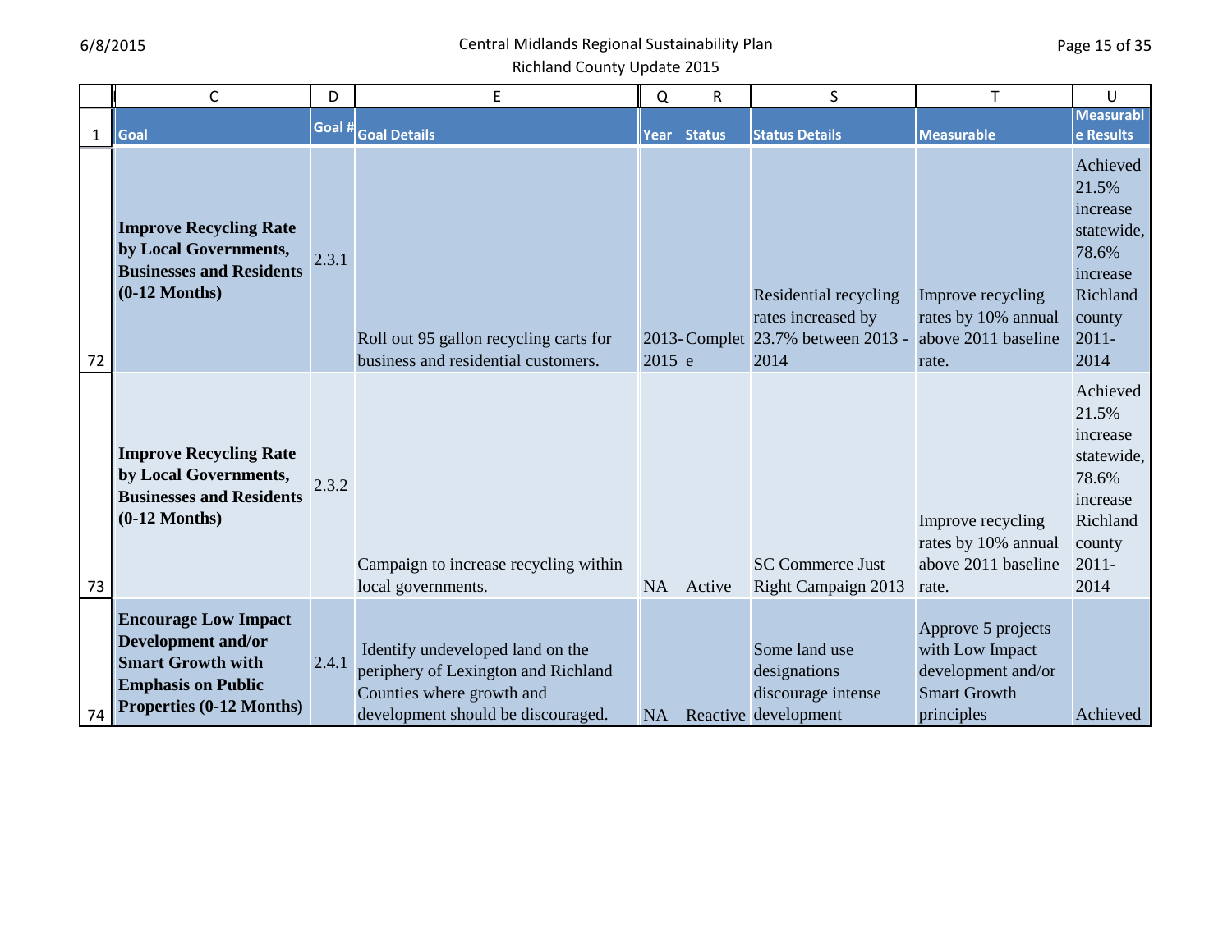|  | C | D | E | Q | R | S | T | U |
|---|---|---|---|---|---|---|---|---|
| 1 | Goal | Goal # | Goal Details | Year | Status | Status Details | Measurable | Measurable Results |
| 72 | **Improve Recycling Rate by Local Governments, Businesses and Residents (0-12 Months)** | 2.3.1 | Roll out 95 gallon recycling carts for business and residential customers. | 2013-2015 | Complete | Residential recycling rates increased by 23.7% between 2013 - 2014 | Improve recycling rates by 10% annual above 2011 baseline rate. | Achieved 21.5% increase statewide, 78.6% increase Richland county 2011-2014 |
| 73 | **Improve Recycling Rate by Local Governments, Businesses and Residents (0-12 Months)** | 2.3.2 | Campaign to increase recycling within local governments. | NA | Active | SC Commerce Just Right Campaign 2013 | Improve recycling rates by 10% annual above 2011 baseline rate. | Achieved 21.5% increase statewide, 78.6% increase Richland county 2011-2014 |
| 74 | **Encourage Low Impact Development and/or Smart Growth with Emphasis on Public Properties (0-12 Months)** | 2.4.1 | Identify undeveloped land on the periphery of Lexington and Richland Counties where growth and development should be discouraged. | NA | Reactive | Some land use designations discourage intense development | Approve 5 projects with Low Impact development and/or Smart Growth principles | Achieved |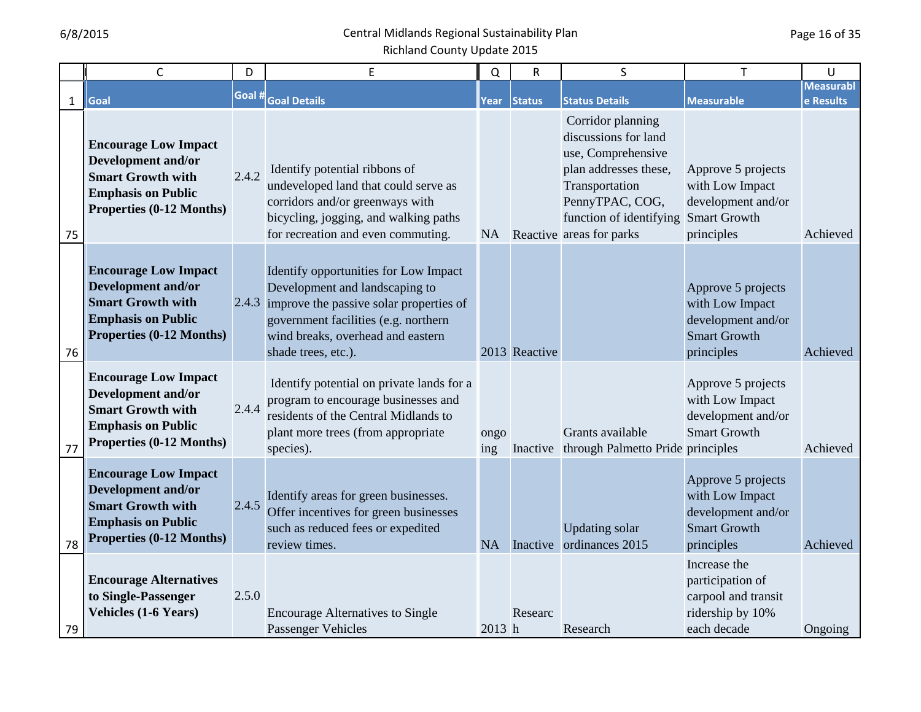|  | C | D | E | Q | R | S | T | U |
|---|---|---|---|---|---|---|---|---|
| 1 | Goal | Goal # | Goal Details | Year | Status | Status Details | Measurable | Measurable Results |
| 75 | **Encourage Low Impact Development and/or Smart Growth with Emphasis on Public Properties (0-12 Months)** | 2.4.2 | Identify potential ribbons of undeveloped land that could serve as corridors and/or greenways with bicycling, jogging, and walking paths for recreation and even commuting. | NA | Reactive | Corridor planning discussions for land use, Comprehensive plan addresses these, Transportation PennyTPAC, COG, function of identifying areas for parks | Approve 5 projects with Low Impact development and/or Smart Growth principles | Achieved |
| 76 | **Encourage Low Impact Development and/or Smart Growth with Emphasis on Public Properties (0-12 Months)** | 2.4.3 | Identify opportunities for Low Impact Development and landscaping to improve the passive solar properties of government facilities (e.g. northern wind breaks, overhead and eastern shade trees, etc.). | 2013 | Reactive |  | Approve 5 projects with Low Impact development and/or Smart Growth principles | Achieved |
| 77 | **Encourage Low Impact Development and/or Smart Growth with Emphasis on Public Properties (0-12 Months)** | 2.4.4 | Identify potential on private lands for a program to encourage businesses and residents of the Central Midlands to plant more trees (from appropriate species). | ongoing | Inactive | Grants available through Palmetto Pride | Approve 5 projects with Low Impact development and/or Smart Growth principles | Achieved |
| 78 | **Encourage Low Impact Development and/or Smart Growth with Emphasis on Public Properties (0-12 Months)** | 2.4.5 | Identify areas for green businesses. Offer incentives for green businesses such as reduced fees or expedited review times. | NA | Inactive | Updating solar ordinances 2015 | Approve 5 projects with Low Impact development and/or Smart Growth principles | Achieved |
| 79 | **Encourage Alternatives to Single-Passenger Vehicles (1-6 Years)** | 2.5.0 | Encourage Alternatives to Single Passenger Vehicles | 2013 | Research | Research | Increase the participation of carpool and transit ridership by 10% each decade | Ongoing |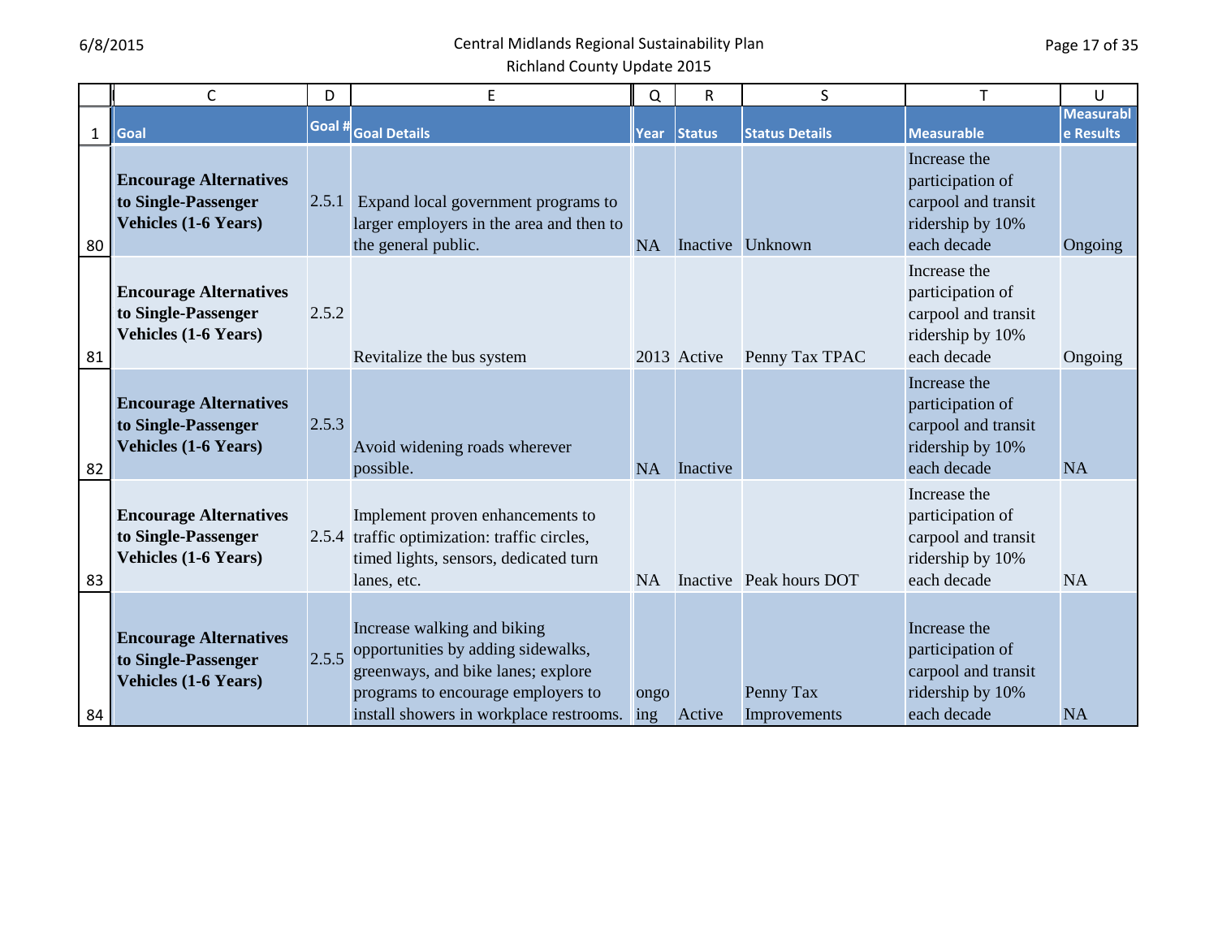|  | C | D | E | Q | R | S | T | U |
|---|---|---|---|---|---|---|---|---|
| 1 | Goal | Goal # | Goal Details | Year | Status | Status Details | Measurable | Measurable Results |
| 80 | **Encourage Alternatives to Single-Passenger Vehicles (1-6 Years)** | 2.5.1 | Expand local government programs to larger employers in the area and then to the general public. | NA | Inactive | Unknown | Increase the participation of carpool and transit ridership by 10% each decade | Ongoing |
| 81 | **Encourage Alternatives to Single-Passenger Vehicles (1-6 Years)** | 2.5.2 | Revitalize the bus system | 2013 | Active | Penny Tax TPAC | Increase the participation of carpool and transit ridership by 10% each decade | Ongoing |
| 82 | **Encourage Alternatives to Single-Passenger Vehicles (1-6 Years)** | 2.5.3 | Avoid widening roads wherever possible. | NA | Inactive |  | Increase the participation of carpool and transit ridership by 10% each decade | NA |
| 83 | **Encourage Alternatives to Single-Passenger Vehicles (1-6 Years)** | 2.5.4 | Implement proven enhancements to traffic optimization: traffic circles, timed lights, sensors, dedicated turn lanes, etc. | NA | Inactive | Peak hours DOT | Increase the participation of carpool and transit ridership by 10% each decade | NA |
| 84 | **Encourage Alternatives to Single-Passenger Vehicles (1-6 Years)** | 2.5.5 | Increase walking and biking opportunities by adding sidewalks, greenways, and bike lanes; explore programs to encourage employers to install showers in workplace restrooms. | ongoing | Active | Penny Tax Improvements | Increase the participation of carpool and transit ridership by 10% each decade | NA |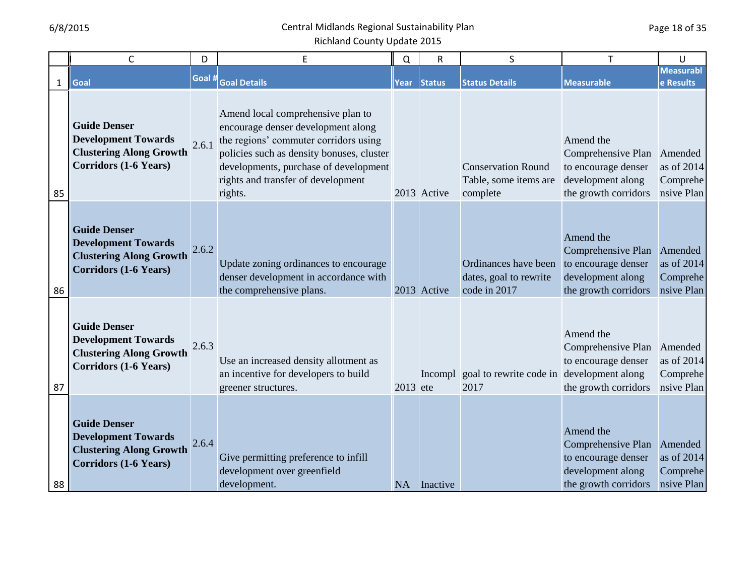|  | C | D | E | Q | R | S | T | U |
|---|---|---|---|---|---|---|---|---|
| 1 | Goal | Goal # | Goal Details | Year | Status | Status Details | Measurable | Measurable Results |
| 85 | **Guide Denser Development Towards Clustering Along Growth Corridors (1-6 Years)** | 2.6.1 | Amend local comprehensive plan to encourage denser development along the regions' commuter corridors using policies such as density bonuses, cluster developments, purchase of development rights and transfer of development rights. | 2013 | Active | Conservation Round Table, some items are complete | Amend the Comprehensive Plan to encourage denser development along the growth corridors | Amended as of 2014 Comprehensive Plan |
| 86 | **Guide Denser Development Towards Clustering Along Growth Corridors (1-6 Years)** | 2.6.2 | Update zoning ordinances to encourage denser development in accordance with the comprehensive plans. | 2013 | Active | Ordinances have been dates, goal to rewrite code in 2017 | Amend the Comprehensive Plan to encourage denser development along the growth corridors | Amended as of 2014 Comprehensive Plan |
| 87 | **Guide Denser Development Towards Clustering Along Growth Corridors (1-6 Years)** | 2.6.3 | Use an increased density allotment as an incentive for developers to build greener structures. | 2013 | Incomplete | goal to rewrite code in 2017 | Amend the Comprehensive Plan to encourage denser development along the growth corridors | Amended as of 2014 Comprehensive Plan |
| 88 | **Guide Denser Development Towards Clustering Along Growth Corridors (1-6 Years)** | 2.6.4 | Give permitting preference to infill development over greenfield development. | NA | Inactive |  | Amend the Comprehensive Plan to encourage denser development along the growth corridors | Amended as of 2014 Comprehensive Plan |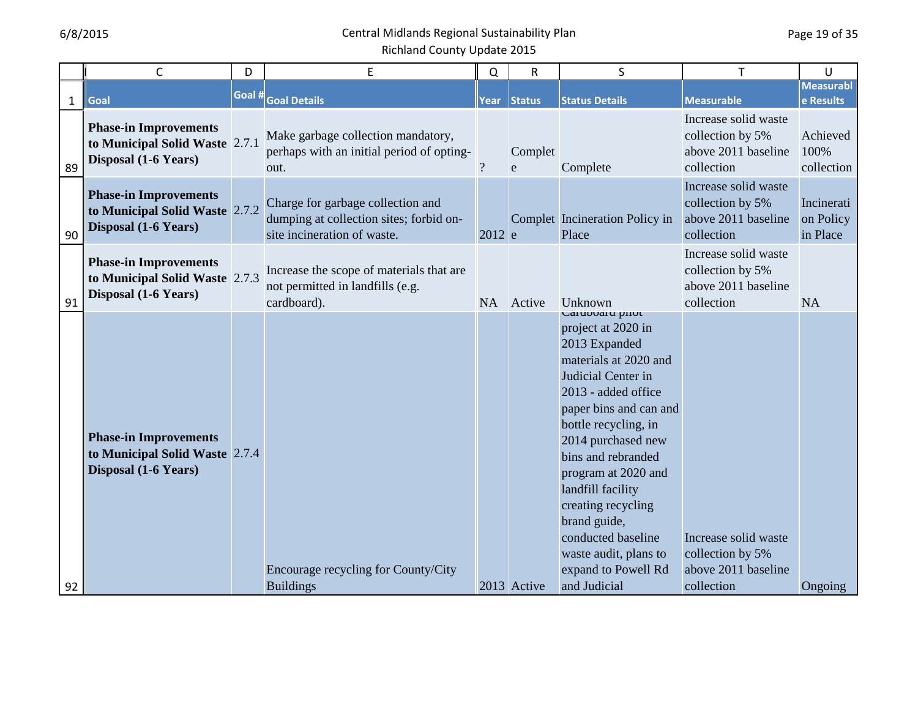| | C | D | E | Q | R | S | T | U |
|---|---|---|---|---|---|---|---|---|
| 1 | Goal | Goal # | Goal Details | Year | Status | Status Details | Measurable | Measurable Results |
| 89 | **Phase-in Improvements to Municipal Solid Waste Disposal (1-6 Years)** | 2.7.1 | Make garbage collection mandatory, perhaps with an initial period of opting-out. | ? | Complete | Complete | Increase solid waste collection by 5% above 2011 baseline collection | Achieved 100% collection |
| 90 | **Phase-in Improvements to Municipal Solid Waste Disposal (1-6 Years)** | 2.7.2 | Charge for garbage collection and dumping at collection sites; forbid on-site incineration of waste. | 2012 | Complete | Incineration Policy in Place | Increase solid waste collection by 5% above 2011 baseline collection | Incineration Policy in Place |
| 91 | **Phase-in Improvements to Municipal Solid Waste Disposal (1-6 Years)** | 2.7.3 | Increase the scope of materials that are not permitted in landfills (e.g. cardboard). | NA | Active | Unknown | Increase solid waste collection by 5% above 2011 baseline collection | NA |
| 92 | **Phase-in Improvements to Municipal Solid Waste Disposal (1-6 Years)** | 2.7.4 | Encourage recycling for County/City Buildings | 2013 | Active | Cardboard pilot project at 2020 in 2013 Expanded materials at 2020 and Judicial Center in 2013 - added office paper bins and can and bottle recycling, in 2014 purchased new bins and rebranded program at 2020 and landfill facility creating recycling brand guide, conducted baseline waste audit, plans to expand to Powell Rd and Judicial | Increase solid waste collection by 5% above 2011 baseline collection | Ongoing |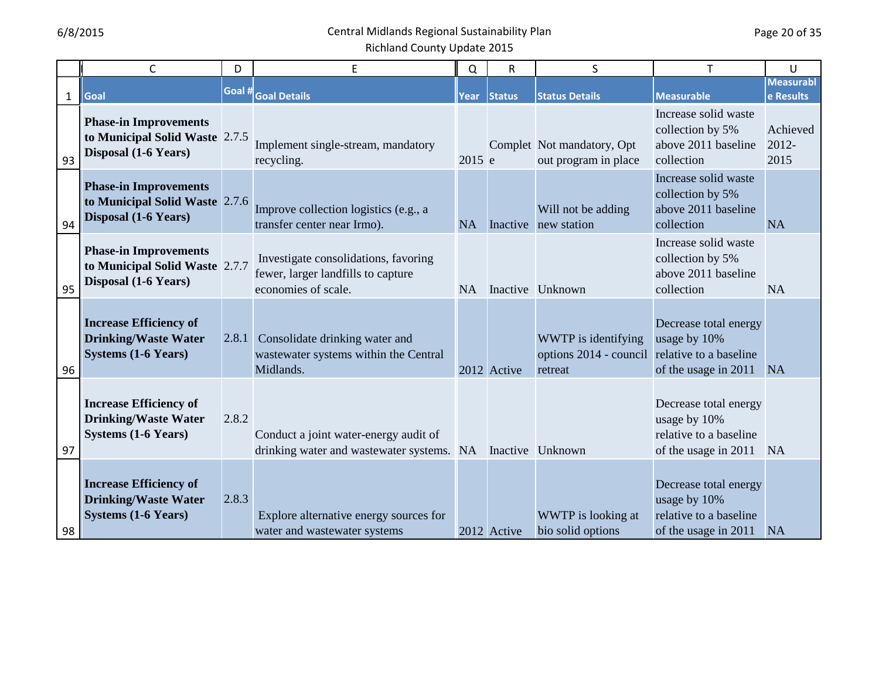| | C | D | E | Q | R | S | T | U |
|---|---|---|---|---|---|---|---|---|
| 1 | Goal | Goal # | Goal Details | Year | Status | Status Details | Measurable | Measurable Results |
| 93 | **Phase-in Improvements to Municipal Solid Waste Disposal (1-6 Years)** | 2.7.5 | Implement single-stream, mandatory recycling. | 2015 | Complete | Not mandatory, Opt out program in place | Increase solid waste collection by 5% above 2011 baseline collection | Achieved 2012-2015 |
| 94 | **Phase-in Improvements to Municipal Solid Waste Disposal (1-6 Years)** | 2.7.6 | Improve collection logistics (e.g., a transfer center near Irmo). | NA | Inactive | Will not be adding new station | Increase solid waste collection by 5% above 2011 baseline collection | NA |
| 95 | **Phase-in Improvements to Municipal Solid Waste Disposal (1-6 Years)** | 2.7.7 | Investigate consolidations, favoring fewer, larger landfills to capture economies of scale. | NA | Inactive | Unknown | Increase solid waste collection by 5% above 2011 baseline collection | NA |
| 96 | **Increase Efficiency of Drinking/Waste Water Systems (1-6 Years)** | 2.8.1 | Consolidate drinking water and wastewater systems within the Central Midlands. | 2012 | Active | WWTP is identifying options 2014 - council retreat | Decrease total energy usage by 10% relative to a baseline of the usage in 2011 | NA |
| 97 | **Increase Efficiency of Drinking/Waste Water Systems (1-6 Years)** | 2.8.2 | Conduct a joint water-energy audit of drinking water and wastewater systems. | NA | Inactive | Unknown | Decrease total energy usage by 10% relative to a baseline of the usage in 2011 | NA |
| 98 | **Increase Efficiency of Drinking/Waste Water Systems (1-6 Years)** | 2.8.3 | Explore alternative energy sources for water and wastewater systems | 2012 | Active | WWTP is looking at bio solid options | Decrease total energy usage by 10% relative to a baseline of the usage in 2011 | NA |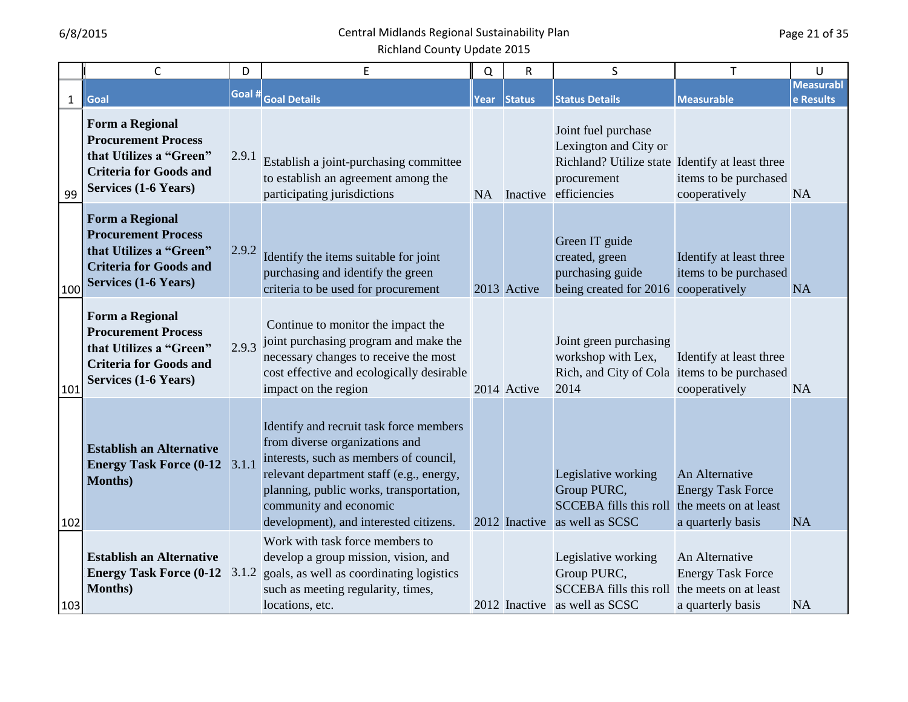| | C | D | E | Q | R | S | T | U |
|---|---|---|---|---|---|---|---|---|
| 1 | Goal | Goal # | Goal Details | Year | Status | Status Details | Measurable | Measurable Results |
| 99 | **Form a Regional Procurement Process that Utilizes a "Green" Criteria for Goods and Services (1-6 Years)** | 2.9.1 | Establish a joint-purchasing committee to establish an agreement among the participating jurisdictions | NA | Inactive | Joint fuel purchase Lexington and City or Richland? Utilize state procurement efficiencies | Identify at least three items to be purchased cooperatively | NA |
| 100 | **Form a Regional Procurement Process that Utilizes a "Green" Criteria for Goods and Services (1-6 Years)** | 2.9.2 | Identify the items suitable for joint purchasing and identify the green criteria to be used for procurement | 2013 | Active | Green IT guide created, green purchasing guide being created for 2016 | Identify at least three items to be purchased cooperatively | NA |
| 101 | **Form a Regional Procurement Process that Utilizes a "Green" Criteria for Goods and Services (1-6 Years)** | 2.9.3 | Continue to monitor the impact the joint purchasing program and make the necessary changes to receive the most cost effective and ecologically desirable impact on the region | 2014 | Active | Joint green purchasing workshop with Lex, Rich, and City of Cola 2014 | Identify at least three items to be purchased cooperatively | NA |
| 102 | **Establish an Alternative Energy Task Force (0-12 Months)** | 3.1.1 | Identify and recruit task force members from diverse organizations and interests, such as members of council, relevant department staff (e.g., energy, planning, public works, transportation, community and economic development), and interested citizens. | 2012 | Inactive | Legislative working Group PURC, SCCEBA fills this roll as well as SCSC | An Alternative Energy Task Force the meets on at least a quarterly basis | NA |
| 103 | **Establish an Alternative Energy Task Force (0-12 Months)** | 3.1.2 | Work with task force members to develop a group mission, vision, and goals, as well as coordinating logistics such as meeting regularity, times, locations, etc. | 2012 | Inactive | Legislative working Group PURC, SCCEBA fills this roll as well as SCSC | An Alternative Energy Task Force the meets on at least a quarterly basis | NA |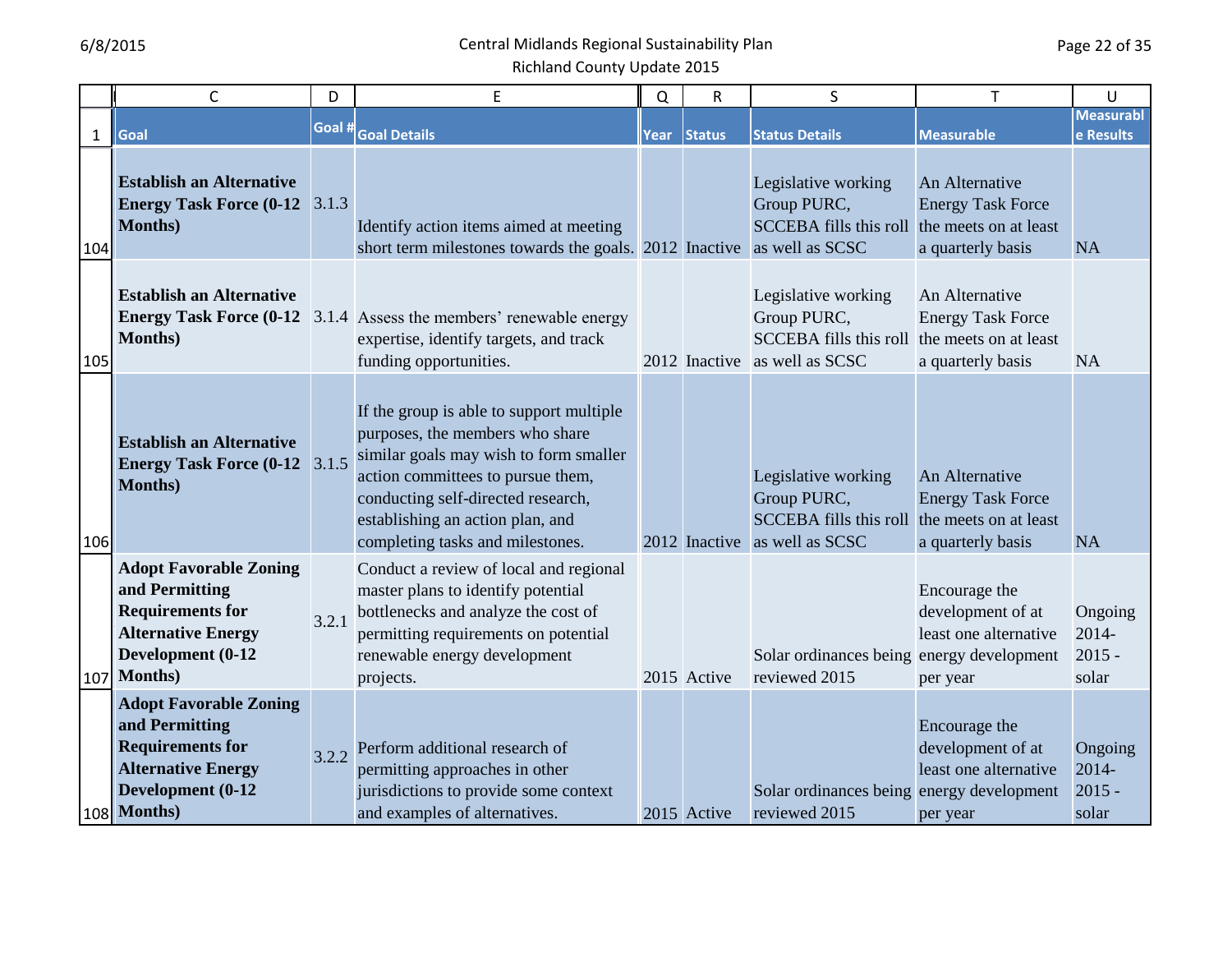| | C | D | E | Q | R | S | T | U |
|---|---|---|---|---|---|---|---|---|
| 1 | Goal | Goal # | Goal Details | Year | Status | Status Details | Measurable | Measurable Results |
| 104 | **Establish an Alternative Energy Task Force (0-12 Months)** | 3.1.3 | Identify action items aimed at meeting short term milestones towards the goals. | 2012 | Inactive | Legislative working Group PURC, SCCEBA fills this roll as well as SCSC | An Alternative Energy Task Force the meets on at least a quarterly basis | NA |
| 105 | **Establish an Alternative Energy Task Force (0-12 Months)** | 3.1.4 | Assess the members' renewable energy expertise, identify targets, and track funding opportunities. | 2012 | Inactive | Legislative working Group PURC, SCCEBA fills this roll as well as SCSC | An Alternative Energy Task Force the meets on at least a quarterly basis | NA |
| 106 | **Establish an Alternative Energy Task Force (0-12 Months)** | 3.1.5 | If the group is able to support multiple purposes, the members who share similar goals may wish to form smaller action committees to pursue them, conducting self-directed research, establishing an action plan, and completing tasks and milestones. | 2012 | Inactive | Legislative working Group PURC, SCCEBA fills this roll as well as SCSC | An Alternative Energy Task Force the meets on at least a quarterly basis | NA |
| 107 | **Adopt Favorable Zoning and Permitting Requirements for Alternative Energy Development (0-12 Months)** | 3.2.1 | Conduct a review of local and regional master plans to identify potential bottlenecks and analyze the cost of permitting requirements on potential renewable energy development projects. | 2015 | Active | Solar ordinances being reviewed 2015 | Encourage the development of at least one alternative energy development per year | Ongoing 2014-2015 - solar |
| 108 | **Adopt Favorable Zoning and Permitting Requirements for Alternative Energy Development (0-12 Months)** | 3.2.2 | Perform additional research of permitting approaches in other jurisdictions to provide some context and examples of alternatives. | 2015 | Active | Solar ordinances being reviewed 2015 | Encourage the development of at least one alternative energy development per year | Ongoing 2014-2015 - solar |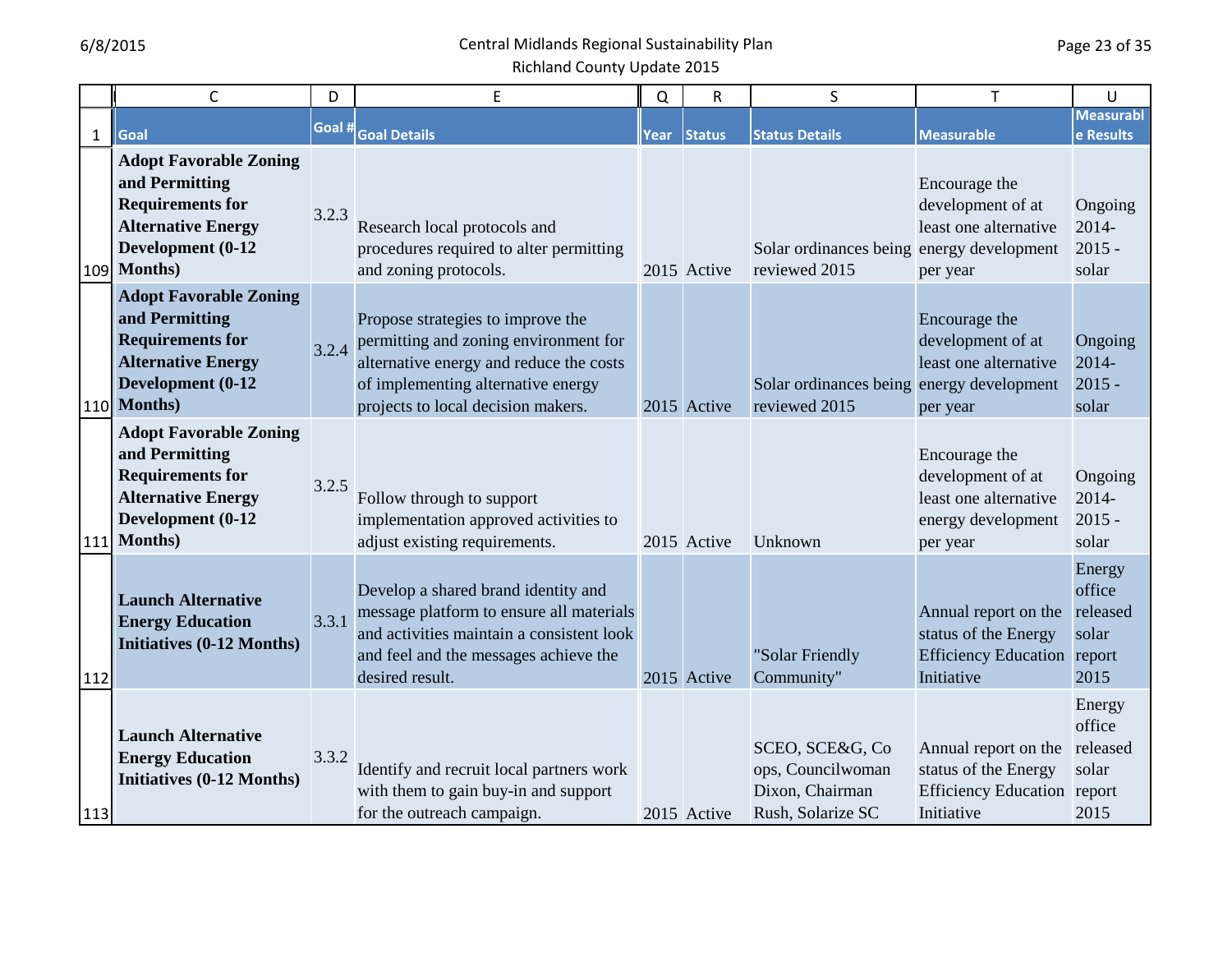| | C | D | E | Q | R | S | T | U |
|---|---|---|---|---|---|---|---|---|
| 1 | Goal | Goal # | Goal Details | Year | Status | Status Details | Measurable | Measurable Results |
| 109 | **Adopt Favorable Zoning and Permitting Requirements for Alternative Energy Development (0-12 Months)** | 3.2.3 | Research local protocols and procedures required to alter permitting and zoning protocols. | 2015 | Active | Solar ordinances being reviewed 2015 | Encourage the development of at least one alternative energy development per year | Ongoing 2014-2015 - solar |
| 110 | **Adopt Favorable Zoning and Permitting Requirements for Alternative Energy Development (0-12 Months)** | 3.2.4 | Propose strategies to improve the permitting and zoning environment for alternative energy and reduce the costs of implementing alternative energy projects to local decision makers. | 2015 | Active | Solar ordinances being reviewed 2015 | Encourage the development of at least one alternative energy development per year | Ongoing 2014-2015 - solar |
| 111 | **Adopt Favorable Zoning and Permitting Requirements for Alternative Energy Development (0-12 Months)** | 3.2.5 | Follow through to support implementation approved activities to adjust existing requirements. | 2015 | Active | Unknown | Encourage the development of at least one alternative energy development per year | Ongoing 2014-2015 - solar |
| 112 | **Launch Alternative Energy Education Initiatives (0-12 Months)** | 3.3.1 | Develop a shared brand identity and message platform to ensure all materials and activities maintain a consistent look and feel and the messages achieve the desired result. | 2015 | Active | "Solar Friendly Community" | Annual report on the status of the Energy Efficiency Education Initiative | Energy office released solar report 2015 |
| 113 | **Launch Alternative Energy Education Initiatives (0-12 Months)** | 3.3.2 | Identify and recruit local partners work with them to gain buy-in and support for the outreach campaign. | 2015 | Active | SCEO, SCE&G, Co ops, Councilwoman Dixon, Chairman Rush, Solarize SC | Annual report on the status of the Energy Efficiency Education Initiative | Energy office released solar report 2015 |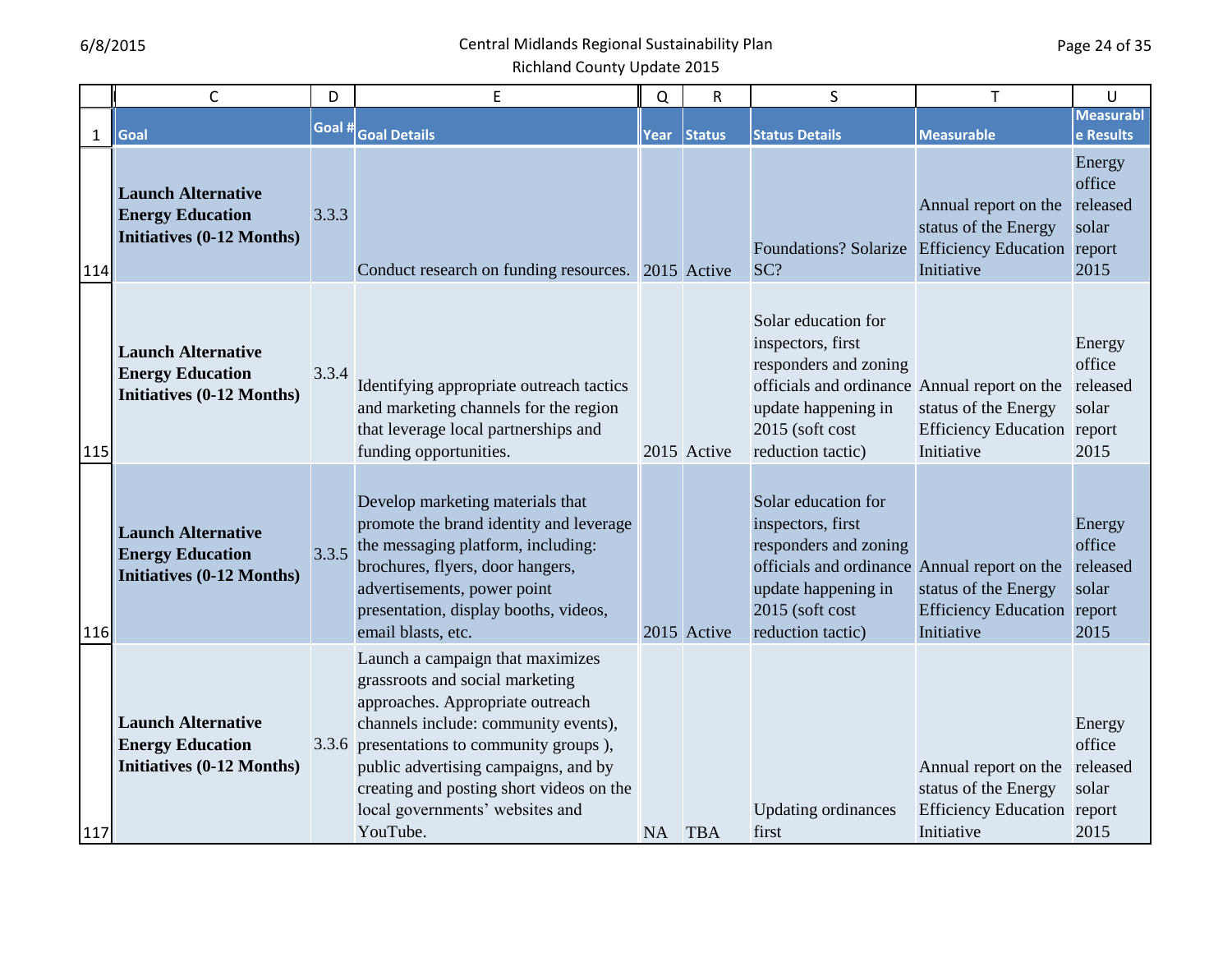| | C | D | E | Q | R | S | T | U |
|---|---|---|---|---|---|---|---|---|
| 1 | Goal | Goal # | Goal Details | Year | Status | Status Details | Measurable | Measurable Results |
| 114 | **Launch Alternative Energy Education Initiatives (0-12 Months)** | 3.3.3 | Conduct research on funding resources. | 2015 | Active | Foundations? Solarize SC? | Annual report on the status of the Energy Efficiency Education Initiative | Energy office released solar report 2015 |
| 115 | **Launch Alternative Energy Education Initiatives (0-12 Months)** | 3.3.4 | Identifying appropriate outreach tactics and marketing channels for the region that leverage local partnerships and funding opportunities. | 2015 | Active | Solar education for inspectors, first responders and zoning officials and ordinance update happening in 2015 (soft cost reduction tactic) | Annual report on the status of the Energy Efficiency Education Initiative | Energy office released solar report 2015 |
| 116 | **Launch Alternative Energy Education Initiatives (0-12 Months)** | 3.3.5 | Develop marketing materials that promote the brand identity and leverage the messaging platform, including: brochures, flyers, door hangers, advertisements, power point presentation, display booths, videos, email blasts, etc. | 2015 | Active | Solar education for inspectors, first responders and zoning officials and ordinance update happening in 2015 (soft cost reduction tactic) | Annual report on the status of the Energy Efficiency Education Initiative | Energy office released solar report 2015 |
| 117 | **Launch Alternative Energy Education Initiatives (0-12 Months)** | 3.3.6 | Launch a campaign that maximizes grassroots and social marketing approaches. Appropriate outreach channels include: community events), presentations to community groups ), public advertising campaigns, and by creating and posting short videos on the local governments' websites and YouTube. | NA | TBA | Updating ordinances first | Annual report on the status of the Energy Efficiency Education Initiative | Energy office released solar report 2015 |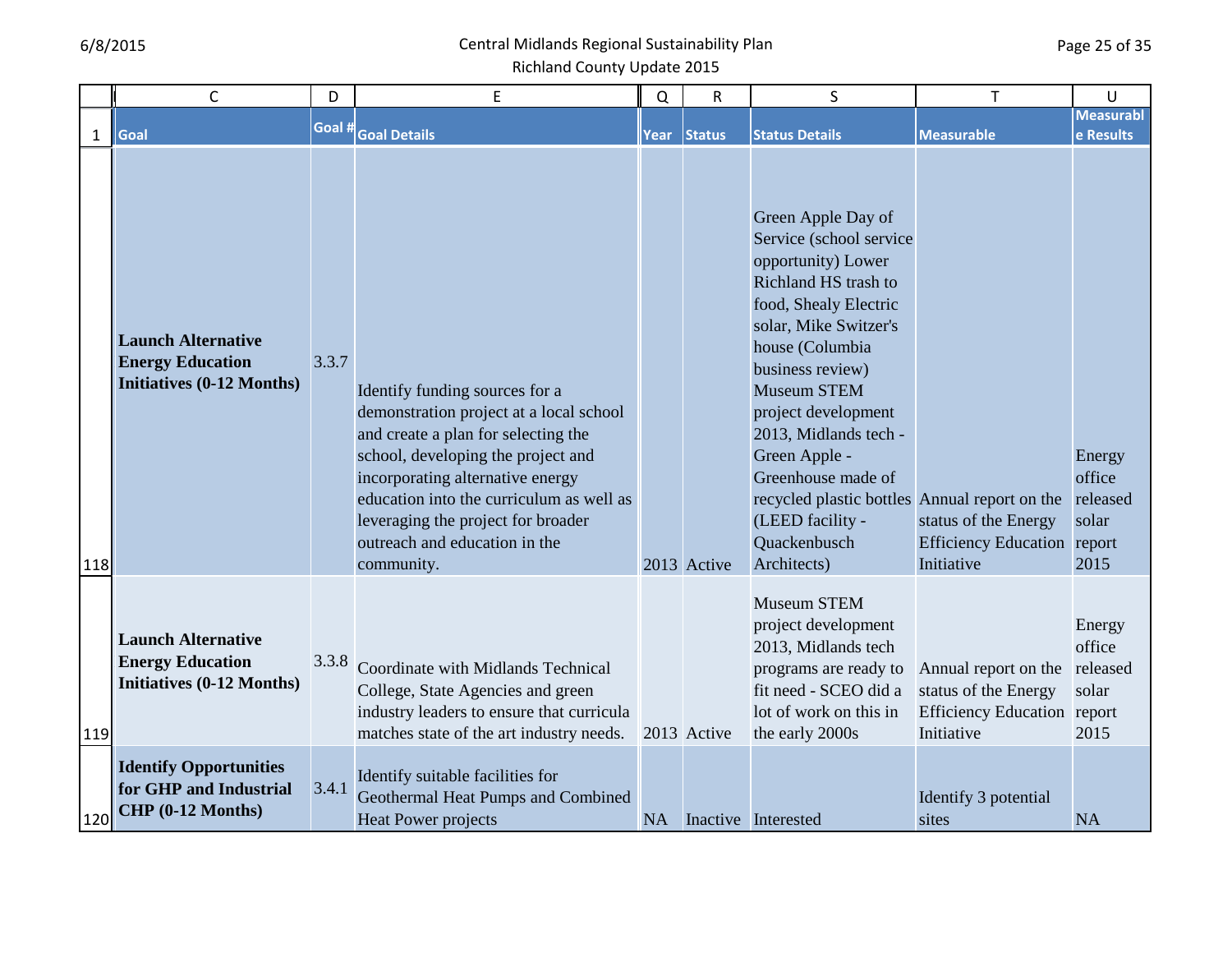| | C | D | E | Q | R | S | T | U |
|---|---|---|---|---|---|---|---|---|
| 1 | Goal | Goal # | Goal Details | Year | Status | Status Details | Measurable | Measurable Results |
| 118 | **Launch Alternative Energy Education Initiatives (0-12 Months)** | 3.3.7 | Identify funding sources for a demonstration project at a local school and create a plan for selecting the school, developing the project and incorporating alternative energy education into the curriculum as well as leveraging the project for broader outreach and education in the community. | 2013 | Active | Green Apple Day of Service (school service opportunity) Lower Richland HS trash to food, Shealy Electric solar, Mike Switzer's house (Columbia business review) Museum STEM project development 2013, Midlands tech - Green Apple - Greenhouse made of recycled plastic bottles (LEED facility - Quackenbusch Architects) | Annual report on the status of the Energy Efficiency Education Initiative | Energy office released solar report 2015 |
| 119 | **Launch Alternative Energy Education Initiatives (0-12 Months)** | 3.3.8 | Coordinate with Midlands Technical College, State Agencies and green industry leaders to ensure that curricula matches state of the art industry needs. | 2013 | Active | Museum STEM project development 2013, Midlands tech programs are ready to fit need - SCEO did a lot of work on this in the early 2000s | Annual report on the status of the Energy Efficiency Education Initiative | Energy office released solar report 2015 |
| 120 | **Identify Opportunities for GHP and Industrial CHP (0-12 Months)** | 3.4.1 | Identify suitable facilities for Geothermal Heat Pumps and Combined Heat Power projects | NA | Inactive | Interested | Identify 3 potential sites | NA |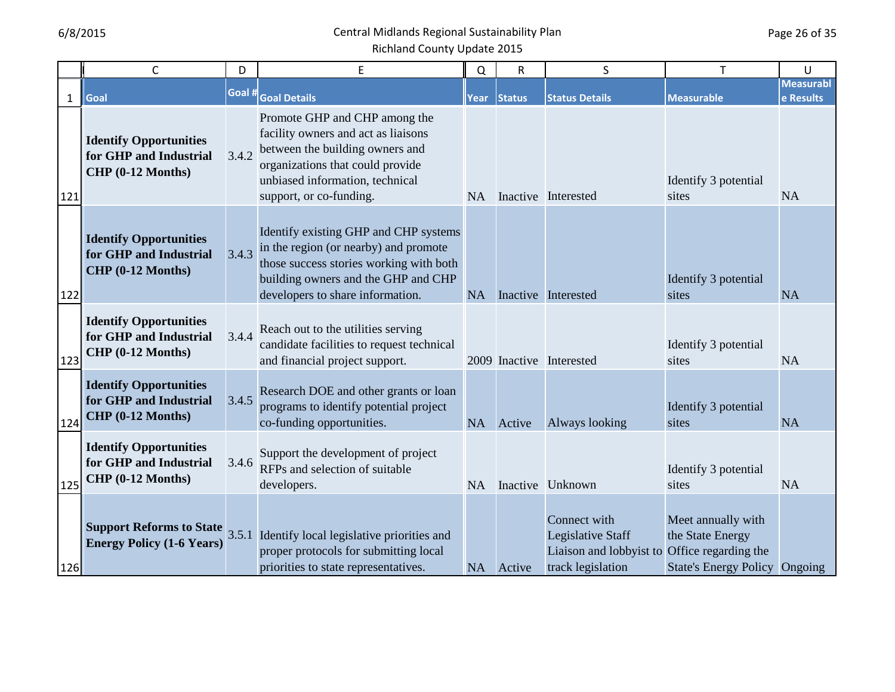| | C | D | E | Q | R | S | T | U |
|---|---|---|---|---|---|---|---|---|
| 1 | Goal | Goal # | Goal Details | Year | Status | Status Details | Measurable | Measurable Results |
| 121 | **Identify Opportunities for GHP and Industrial CHP (0-12 Months)** | 3.4.2 | Promote GHP and CHP among the facility owners and act as liaisons between the building owners and organizations that could provide unbiased information, technical support, or co-funding. | NA | Inactive | Interested | Identify 3 potential sites | NA |
| 122 | **Identify Opportunities for GHP and Industrial CHP (0-12 Months)** | 3.4.3 | Identify existing GHP and CHP systems in the region (or nearby) and promote those success stories working with both building owners and the GHP and CHP developers to share information. | NA | Inactive | Interested | Identify 3 potential sites | NA |
| 123 | **Identify Opportunities for GHP and Industrial CHP (0-12 Months)** | 3.4.4 | Reach out to the utilities serving candidate facilities to request technical and financial project support. | 2009 | Inactive | Interested | Identify 3 potential sites | NA |
| 124 | **Identify Opportunities for GHP and Industrial CHP (0-12 Months)** | 3.4.5 | Research DOE and other grants or loan programs to identify potential project co-funding opportunities. | NA | Active | Always looking | Identify 3 potential sites | NA |
| 125 | **Identify Opportunities for GHP and Industrial CHP (0-12 Months)** | 3.4.6 | Support the development of project RFPs and selection of suitable developers. | NA | Inactive | Unknown | Identify 3 potential sites | NA |
| 126 | **Support Reforms to State Energy Policy (1-6 Years)** | 3.5.1 | Identify local legislative priorities and proper protocols for submitting local priorities to state representatives. | NA | Active | Connect with Legislative Staff Liaison and lobbyist to track legislation | Meet annually with the State Energy Office regarding the State's Energy Policy | Ongoing |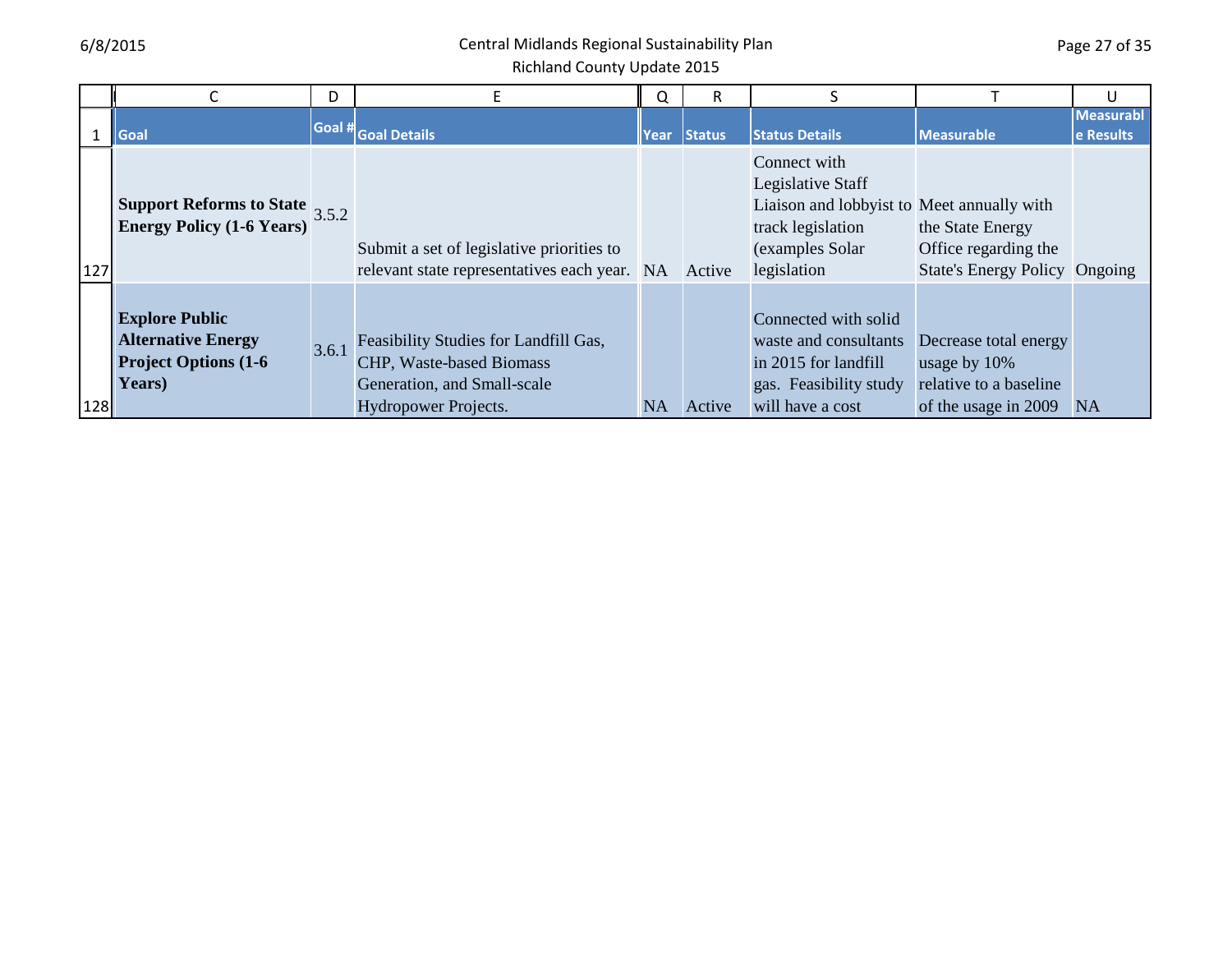| | C | D | E | Q | R | S | T | U |
|---|---|---|---|---|---|---|---|---|
| 1 | Goal | Goal # | Goal Details | Year | Status | Status Details | Measurable | Measurable Results |
| 127 | **Support Reforms to State Energy Policy (1-6 Years)** | 3.5.2 | Submit a set of legislative priorities to relevant state representatives each year. | NA | Active | Connect with Legislative Staff Liaison and lobbyist to track legislation (examples Solar legislation | Meet annually with the State Energy Office regarding the State's Energy Policy | Ongoing |
| 128 | **Explore Public Alternative Energy Project Options (1-6 Years)** | 3.6.1 | Feasibility Studies for Landfill Gas, CHP, Waste-based Biomass Generation, and Small-scale Hydropower Projects. | NA | Active | Connected with solid waste and consultants in 2015 for landfill gas. Feasibility study will have a cost | Decrease total energy usage by 10% relative to a baseline of the usage in 2009 | NA |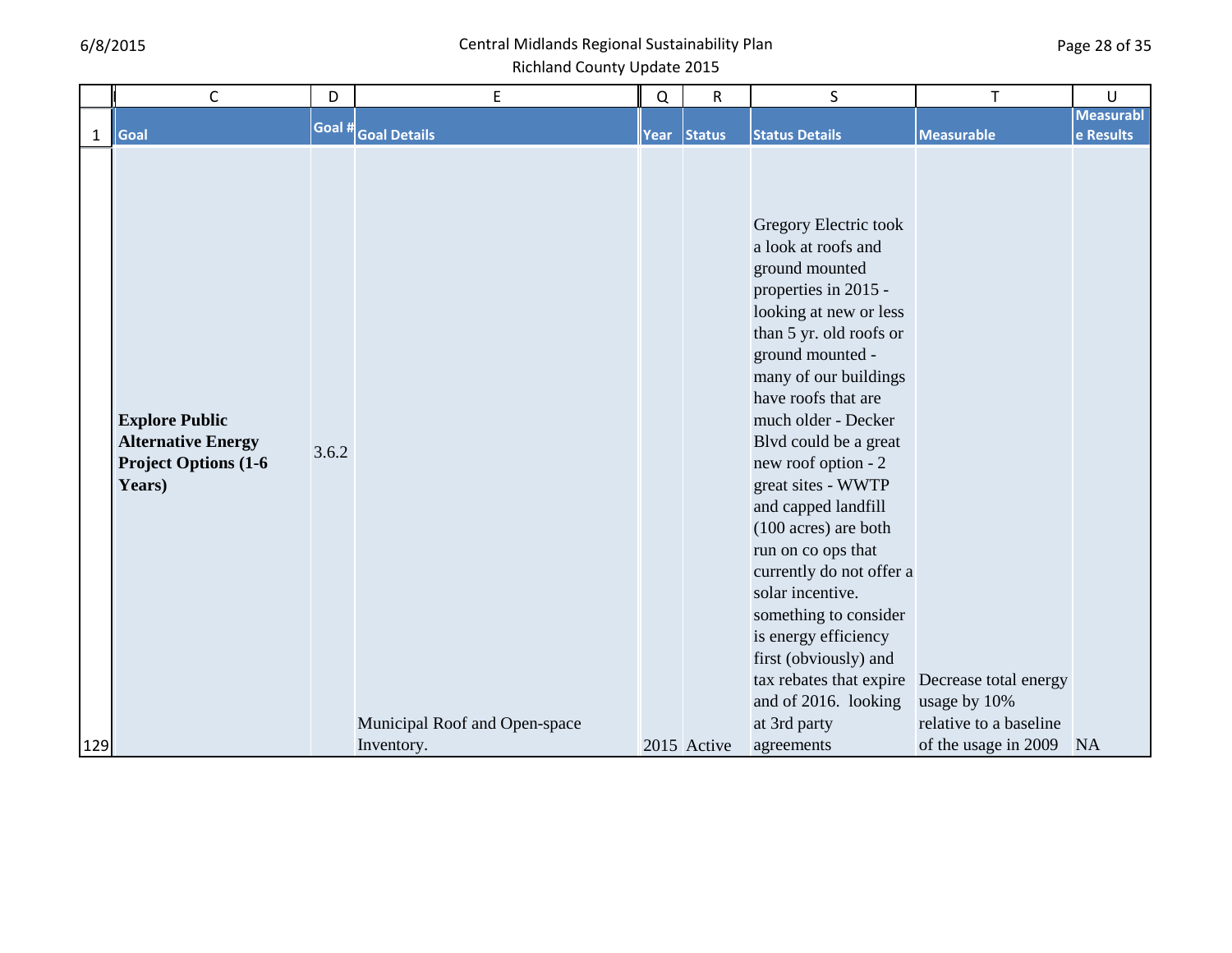|  | C | D | E | Q | R | S | T | U |
|---|---|---|---|---|---|---|---|---|
| 1 | Goal | Goal # | Goal Details | Year | Status | Status Details | Measurable | Measurable Results |
| 129 | **Explore Public Alternative Energy Project Options (1-6 Years)** | 3.6.2 | Municipal Roof and Open-space Inventory. | 2015 | Active | Gregory Electric took a look at roofs and ground mounted properties in 2015 - looking at new or less than 5 yr. old roofs or ground mounted - many of our buildings have roofs that are much older - Decker Blvd could be a great new roof option - 2 great sites - WWTP and capped landfill (100 acres) are both run on co ops that currently do not offer a solar incentive. something to consider is energy efficiency first (obviously) and tax rebates that expire and of 2016. looking at 3rd party agreements | Decrease total energy usage by 10% relative to a baseline of the usage in 2009 | NA |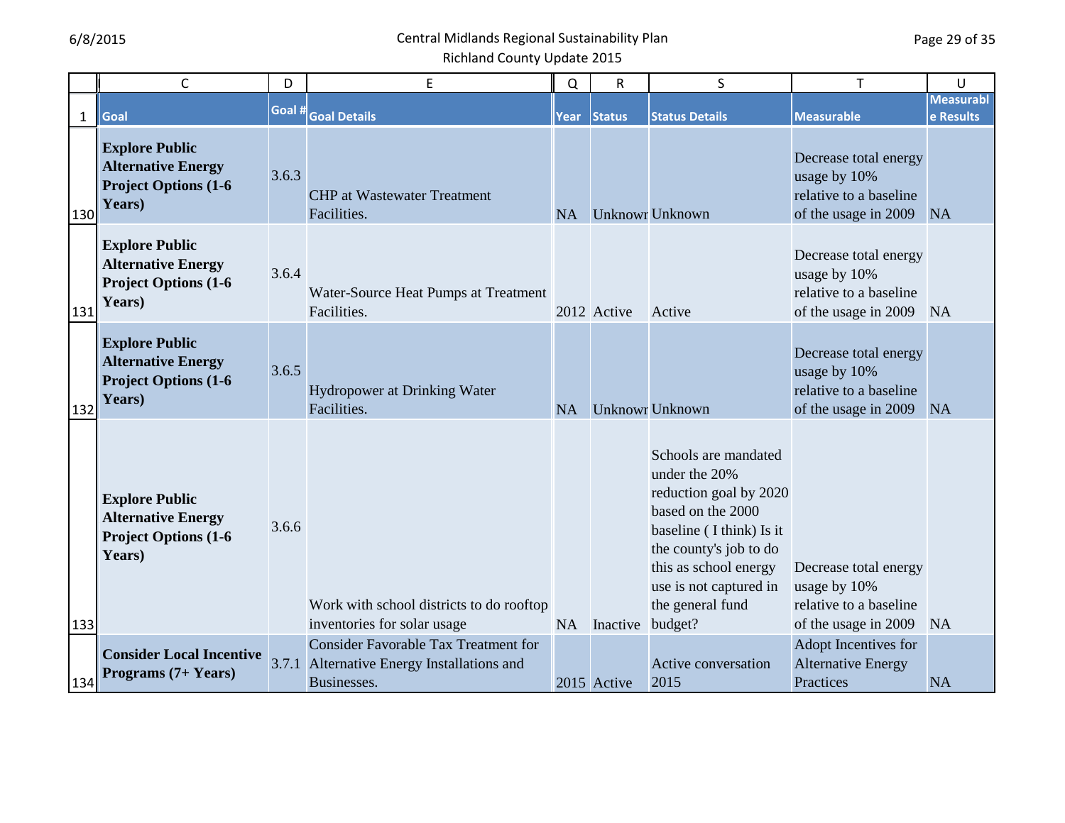| | C | D | E | Q | R | S | T | U |
|---|---|---|---|---|---|---|---|---|
| 1 | Goal | Goal # | Goal Details | Year | Status | Status Details | Measurable | Measurable Results |
| 130 | **Explore Public Alternative Energy Project Options (1-6 Years)** | 3.6.3 | CHP at Wastewater Treatment Facilities. | NA | Unknowr | Unknown | Decrease total energy usage by 10% relative to a baseline of the usage in 2009 | NA |
| 131 | **Explore Public Alternative Energy Project Options (1-6 Years)** | 3.6.4 | Water-Source Heat Pumps at Treatment Facilities. | 2012 | Active | Active | Decrease total energy usage by 10% relative to a baseline of the usage in 2009 | NA |
| 132 | **Explore Public Alternative Energy Project Options (1-6 Years)** | 3.6.5 | Hydropower at Drinking Water Facilities. | NA | Unknowr | Unknown | Decrease total energy usage by 10% relative to a baseline of the usage in 2009 | NA |
| 133 | **Explore Public Alternative Energy Project Options (1-6 Years)** | 3.6.6 | Work with school districts to do rooftop inventories for solar usage | NA | Inactive | Schools are mandated under the 20% reduction goal by 2020 based on the 2000 baseline ( I think) Is it the county's job to do this as school energy use is not captured in the general fund budget? | Decrease total energy usage by 10% relative to a baseline of the usage in 2009 | NA |
| 134 | **Consider Local Incentive Programs (7+ Years)** | 3.7.1 | Consider Favorable Tax Treatment for Alternative Energy Installations and Businesses. | 2015 | Active | Active conversation 2015 | Adopt Incentives for Alternative Energy Practices | NA |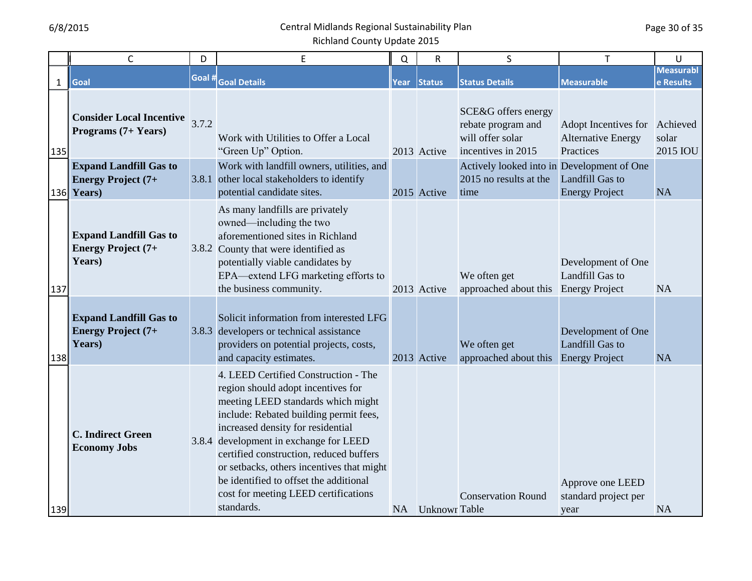| | C | D | E | Q | R | S | T | U |
|---|---|---|---|---|---|---|---|---|
| 1 | **Goal** | **Goal #** | **Goal Details** | **Year** | **Status** | **Status Details** | **Measurable** | **Measurable Results** |
| 135 | **Consider Local Incentive Programs (7+ Years)** | 3.7.2 | Work with Utilities to Offer a Local "Green Up" Option. | 2013 | Active | SCE&G offers energy rebate program and will offer solar incentives in 2015 | Adopt Incentives for Alternative Energy Practices | Achieved solar 2015 IOU |
| 136 | **Expand Landfill Gas to Energy Project (7+ Years)** | 3.8.1 | Work with landfill owners, utilities, and other local stakeholders to identify potential candidate sites. | 2015 | Active | Actively looked into in 2015 no results at the time | Development of One Landfill Gas to Energy Project | NA |
| 137 | **Expand Landfill Gas to Energy Project (7+ Years)** | 3.8.2 | As many landfills are privately owned—including the two aforementioned sites in Richland County that were identified as potentially viable candidates by EPA—extend LFG marketing efforts to the business community. | 2013 | Active | We often get approached about this | Development of One Landfill Gas to Energy Project | NA |
| 138 | **Expand Landfill Gas to Energy Project (7+ Years)** | 3.8.3 | Solicit information from interested LFG developers or technical assistance providers on potential projects, costs, and capacity estimates. | 2013 | Active | We often get approached about this | Development of One Landfill Gas to Energy Project | NA |
| 139 | **C. Indirect Green Economy Jobs** | 3.8.4 | 4. LEED Certified Construction - The region should adopt incentives for meeting LEED standards which might include: Rebated building permit fees, increased density for residential development in exchange for LEED certified construction, reduced buffers or setbacks, others incentives that might be identified to offset the additional cost for meeting LEED certifications standards. | NA | Unknown | Conservation Round Table | Approve one LEED standard project per year | NA |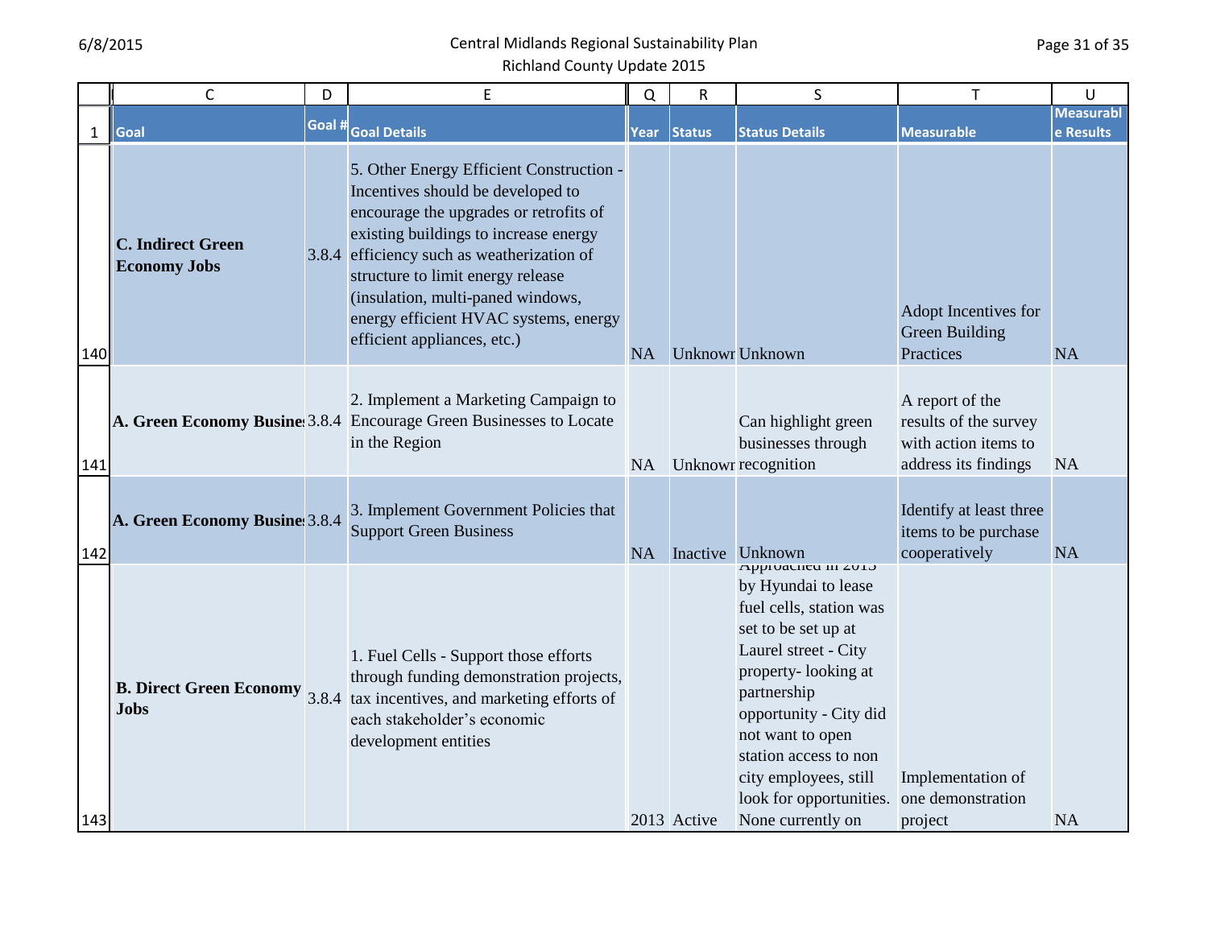| | C | D | E | Q | R | S | T | U |
|---|---|---|---|---|---|---|---|---|
| 1 | Goal | Goal # | Goal Details | Year | Status | Status Details | Measurable | Measurable Results |
| 140 | **C. Indirect Green Economy Jobs** | 3.8.4 | 5. Other Energy Efficient Construction - Incentives should be developed to encourage the upgrades or retrofits of existing buildings to increase energy efficiency such as weatherization of structure to limit energy release (insulation, multi-paned windows, energy efficient HVAC systems, energy efficient appliances, etc.) | NA | Unknown | Unknown | Adopt Incentives for Green Building Practices | NA |
| 141 | **A. Green Economy Busine** | 3.8.4 | 2. Implement a Marketing Campaign to Encourage Green Businesses to Locate in the Region | NA | Unknown | Can highlight green businesses through recognition | A report of the results of the survey with action items to address its findings | NA |
| 142 | **A. Green Economy Busine** | 3.8.4 | 3. Implement Government Policies that Support Green Business | NA | Inactive | Unknown | Identify at least three items to be purchase cooperatively | NA |
| 143 | **B. Direct Green Economy Jobs** | 3.8.4 | 1. Fuel Cells - Support those efforts through funding demonstration projects, tax incentives, and marketing efforts of each stakeholder's economic development entities | 2013 | Active | Approached in 2013 by Hyundai to lease fuel cells, station was set to be set up at Laurel street - City property- looking at partnership opportunity - City did not want to open station access to non city employees, still look for opportunities. None currently on | Implementation of one demonstration project | NA |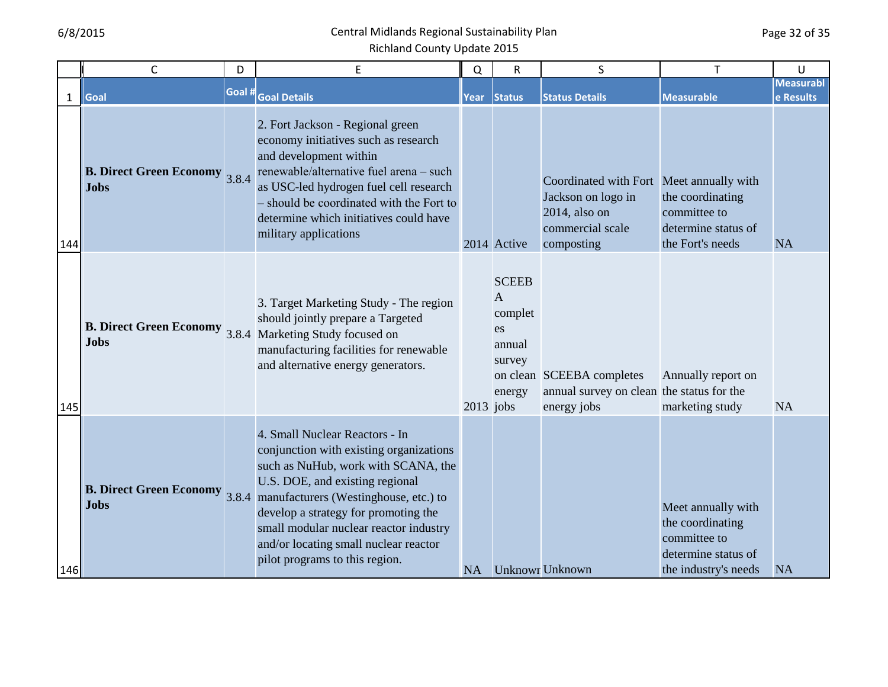| | C | D | E | Q | R | S | T | U |
|---|---|---|---|---|---|---|---|---|
| 1 | Goal | Goal # | Goal Details | Year | Status | Status Details | Measurable | Measurable Results |
| 144 | **B. Direct Green Economy Jobs** | 3.8.4 | 2. Fort Jackson - Regional green economy initiatives such as research and development within renewable/alternative fuel arena – such as USC-led hydrogen fuel cell research – should be coordinated with the Fort to determine which initiatives could have military applications | 2014 | Active | Coordinated with Fort Jackson on logo in 2014, also on commercial scale composting | Meet annually with the coordinating committee to determine status of the Fort's needs | NA |
| 145 | **B. Direct Green Economy Jobs** | 3.8.4 | 3. Target Marketing Study - The region should jointly prepare a Targeted Marketing Study focused on manufacturing facilities for renewable and alternative energy generators. | 2013 | SCEEBA completes annual survey on clean energy jobs | SCEEBA completes annual survey on clean energy jobs | Annually report on the status for the marketing study | NA |
| 146 | **B. Direct Green Economy Jobs** | 3.8.4 | 4. Small Nuclear Reactors - In conjunction with existing organizations such as NuHub, work with SCANA, the U.S. DOE, and existing regional manufacturers (Westinghouse, etc.) to develop a strategy for promoting the small modular nuclear reactor industry and/or locating small nuclear reactor pilot programs to this region. | NA | Unknown | Unknown | Meet annually with the coordinating committee to determine status of the industry's needs | NA |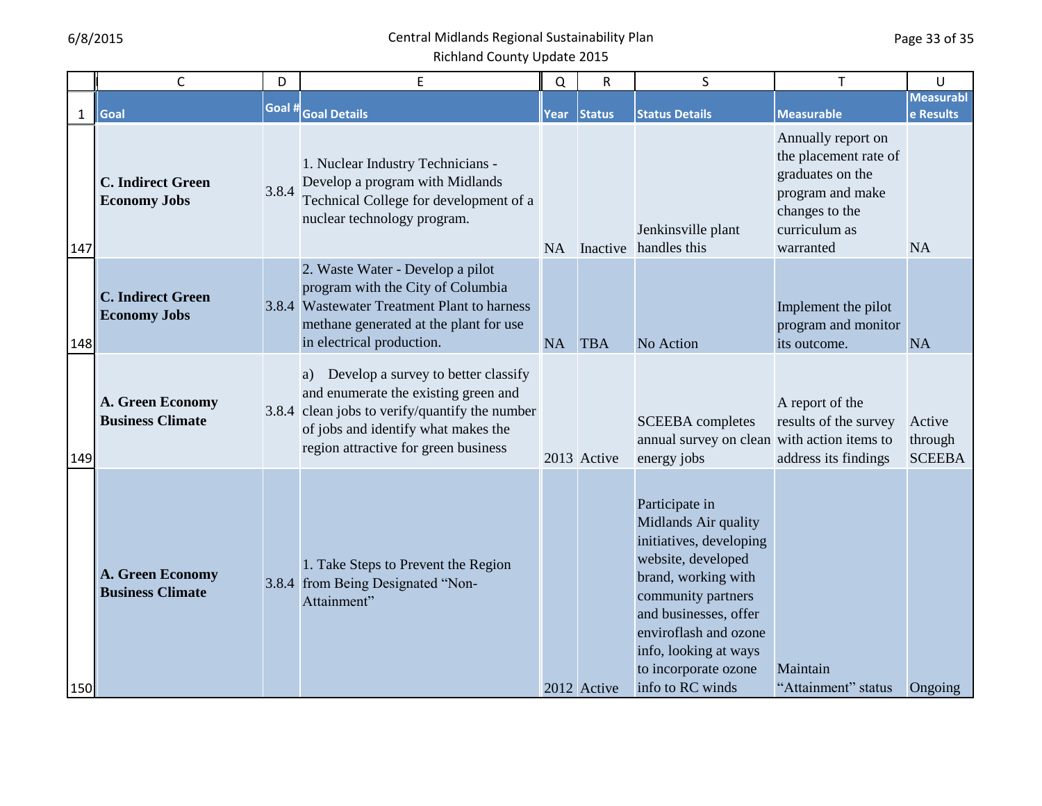|  | C | D | E | Q | R | S | T | U |
|---|---|---|---|---|---|---|---|---|
| 1 | Goal | Goal # | Goal Details | Year | Status | Status Details | Measurable | Measurable Results |
| 147 | **C. Indirect Green Economy Jobs** | 3.8.4 | 1. Nuclear Industry Technicians - Develop a program with Midlands Technical College for development of a nuclear technology program. | NA | Inactive | Jenkinsville plant handles this | Annually report on the placement rate of graduates on the program and make changes to the curriculum as warranted | NA |
| 148 | **C. Indirect Green Economy Jobs** | 3.8.4 | 2. Waste Water - Develop a pilot program with the City of Columbia Wastewater Treatment Plant to harness methane generated at the plant for use in electrical production. | NA | TBA | No Action | Implement the pilot program and monitor its outcome. | NA |
| 149 | **A. Green Economy Business Climate** | 3.8.4 | a) Develop a survey to better classify and enumerate the existing green and clean jobs to verify/quantify the number of jobs and identify what makes the region attractive for green business | 2013 | Active | SCEEBA completes annual survey on clean energy jobs | A report of the results of the survey with action items to address its findings | Active through SCEEBA |
| 150 | **A. Green Economy Business Climate** | 3.8.4 | 1. Take Steps to Prevent the Region from Being Designated "Non-Attainment" | 2012 | Active | Participate in Midlands Air quality initiatives, developing website, developed brand, working with community partners and businesses, offer enviroflash and ozone info, looking at ways to incorporate ozone info to RC winds | Maintain "Attainment" status | Ongoing |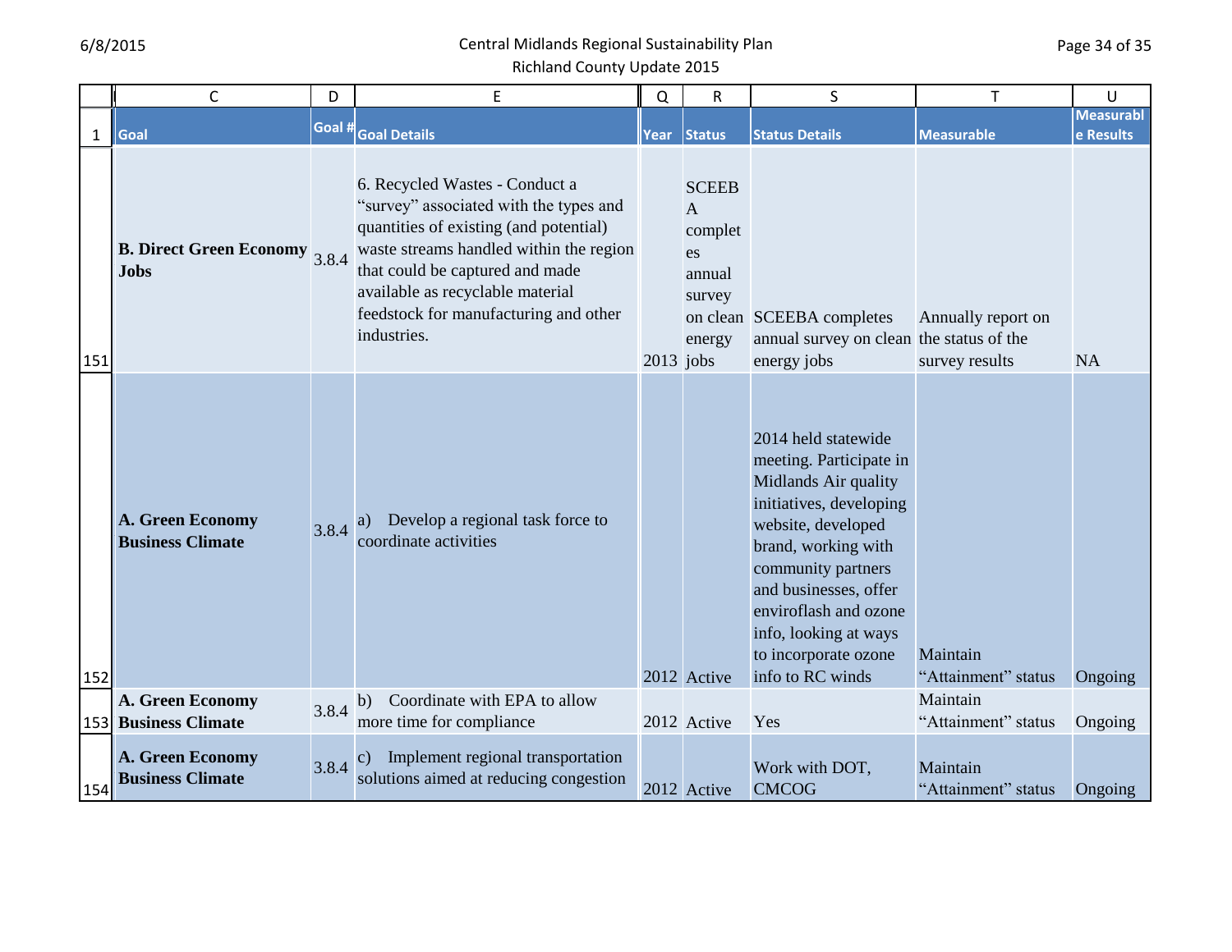| | C | D | E | Q | R | S | T | U |
|---|---|---|---|---|---|---|---|---|
| 1 | Goal | Goal # | Goal Details | Year | Status | Status Details | Measurable | Measurable Results |
| 151 | **B. Direct Green Economy Jobs** | 3.8.4 | 6. Recycled Wastes - Conduct a "survey" associated with the types and quantities of existing (and potential) waste streams handled within the region that could be captured and made available as recyclable material feedstock for manufacturing and other industries. | 2013 | SCEEBA completes annual survey on clean energy jobs | SCEEBA completes annual survey on clean energy jobs | Annually report on the status of the survey results | NA |
| 152 | **A. Green Economy Business Climate** | 3.8.4 | a) Develop a regional task force to coordinate activities | 2012 | Active | 2014 held statewide meeting. Participate in Midlands Air quality initiatives, developing website, developed brand, working with community partners and businesses, offer enviroflash and ozone info, looking at ways to incorporate ozone info to RC winds | Maintain "Attainment" status | Ongoing |
| 153 | **A. Green Economy Business Climate** | 3.8.4 | b) Coordinate with EPA to allow more time for compliance | 2012 | Active | Yes | Maintain "Attainment" status | Ongoing |
| 154 | **A. Green Economy Business Climate** | 3.8.4 | c) Implement regional transportation solutions aimed at reducing congestion | 2012 | Active | Work with DOT, CMCOG | Maintain "Attainment" status | Ongoing |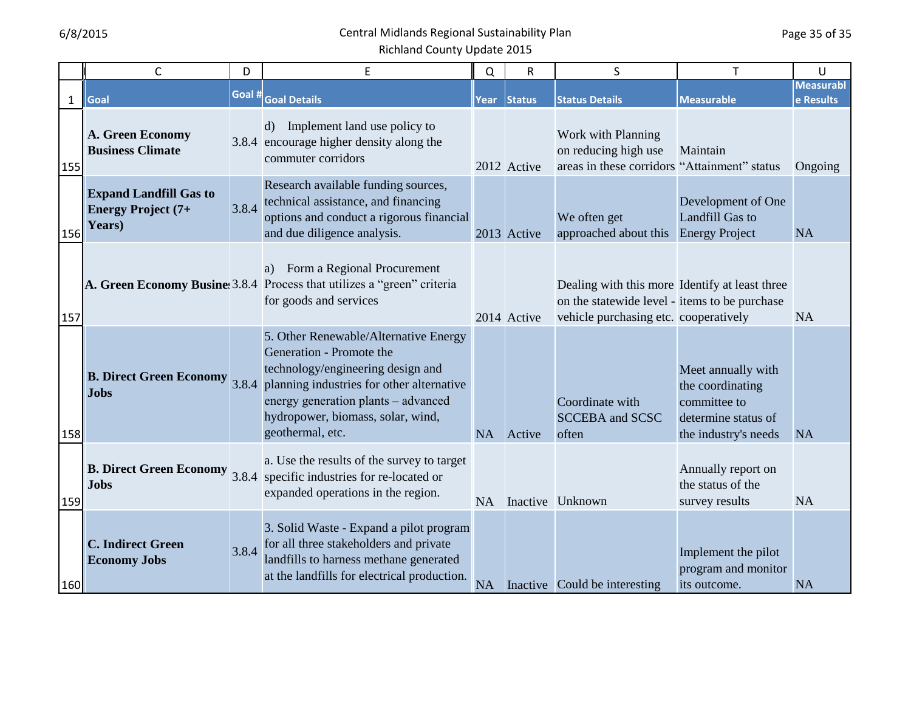| | C | D | E | Q | R | S | T | U |
|---|---|---|---|---|---|---|---|---|
| 1 | Goal | Goal # | Goal Details | Year | Status | Status Details | Measurable | Measurable Results |
| 155 | **A. Green Economy Business Climate** | 3.8.4 | d) Implement land use policy to encourage higher density along the commuter corridors | 2012 | Active | Work with Planning on reducing high use areas in these corridors | Maintain "Attainment" status | Ongoing |
| 156 | **Expand Landfill Gas to Energy Project (7+ Years)** | 3.8.4 | Research available funding sources, technical assistance, and financing options and conduct a rigorous financial and due diligence analysis. | 2013 | Active | We often get approached about this | Development of One Landfill Gas to Energy Project | NA |
| 157 | **A. Green Economy Busine** | 3.8.4 | a) Form a Regional Procurement Process that utilizes a "green" criteria for goods and services | 2014 | Active | Dealing with this more on the statewide level - vehicle purchasing etc. | Identify at least three items to be purchase cooperatively | NA |
| 158 | **B. Direct Green Economy Jobs** | 3.8.4 | 5. Other Renewable/Alternative Energy Generation - Promote the technology/engineering design and planning industries for other alternative energy generation plants – advanced hydropower, biomass, solar, wind, geothermal, etc. | NA | Active | Coordinate with SCCEBA and SCSC often | Meet annually with the coordinating committee to determine status of the industry's needs | NA |
| 159 | **B. Direct Green Economy Jobs** | 3.8.4 | a. Use the results of the survey to target specific industries for re-located or expanded operations in the region. | NA | Inactive | Unknown | Annually report on the status of the survey results | NA |
| 160 | **C. Indirect Green Economy Jobs** | 3.8.4 | 3. Solid Waste - Expand a pilot program for all three stakeholders and private landfills to harness methane generated at the landfills for electrical production. | NA | Inactive | Could be interesting | Implement the pilot program and monitor its outcome. | NA |